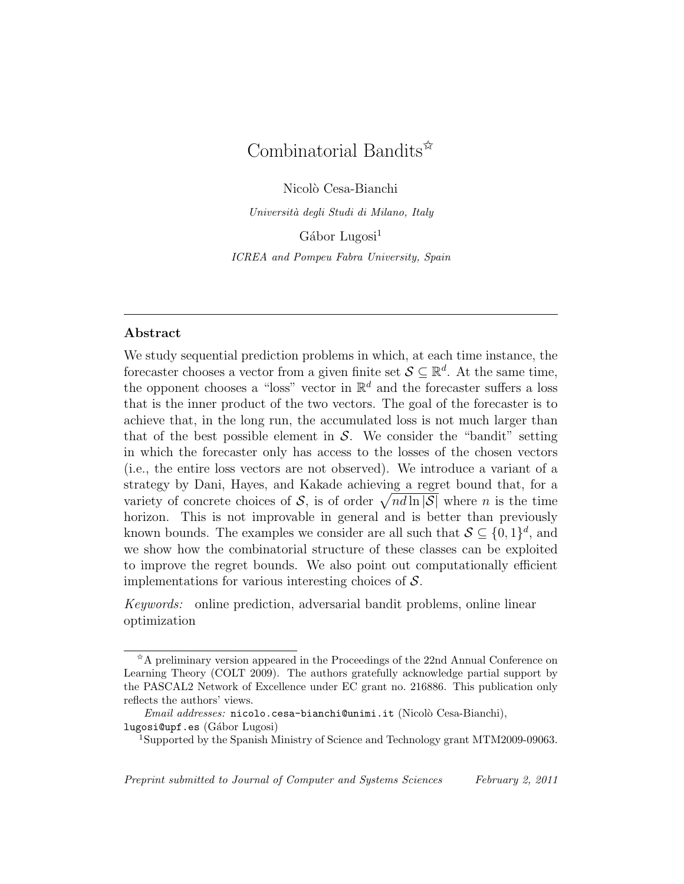# Combinatorial Bandits[☆]

Nicolò Cesa-Bianchi

*Università degli Studi di Milano, Italy*

Gábor Lugosi[1]

*ICREA and Pompeu Fabra University, Spain*

---

## Abstract

We study sequential prediction problems in which, at each time instance, the forecaster chooses a vector from a given finite set $\mathcal{S} \subseteq \mathbb{R}^d$. At the same time, the opponent chooses a "loss" vector in $\mathbb{R}^d$ and the forecaster suffers a loss that is the inner product of the two vectors. The goal of the forecaster is to achieve that, in the long run, the accumulated loss is not much larger than that of the best possible element in $\mathcal{S}$. We consider the "bandit" setting in which the forecaster only has access to the losses of the chosen vectors (i.e., the entire loss vectors are not observed). We introduce a variant of a strategy by Dani, Hayes, and Kakade achieving a regret bound that, for a variety of concrete choices of $\mathcal{S}$, is of order $\sqrt{nd \ln |\mathcal{S}|}$ where $n$ is the time horizon. This is not improvable in general and is better than previously known bounds. The examples we consider are all such that $\mathcal{S} \subseteq \{0,1\}^d$, and we show how the combinatorial structure of these classes can be exploited to improve the regret bounds. We also point out computationally efficient implementations for various interesting choices of $\mathcal{S}$.

*Keywords:* online prediction, adversarial bandit problems, online linear optimization

---

[☆] A preliminary version appeared in the Proceedings of the 22nd Annual Conference on Learning Theory (COLT 2009). The authors gratefully acknowledge partial support by the PASCAL2 Network of Excellence under EC grant no. 216886. This publication only reflects the authors' views.

*Email addresses:* nicolo.cesa-bianchi@unimi.it (Nicolò Cesa-Bianchi), lugosi@upf.es (Gábor Lugosi)

[1] Supported by the Spanish Ministry of Science and Technology grant MTM2009-09063.

*Preprint submitted to Journal of Computer and Systems Sciences* *February 2, 2011*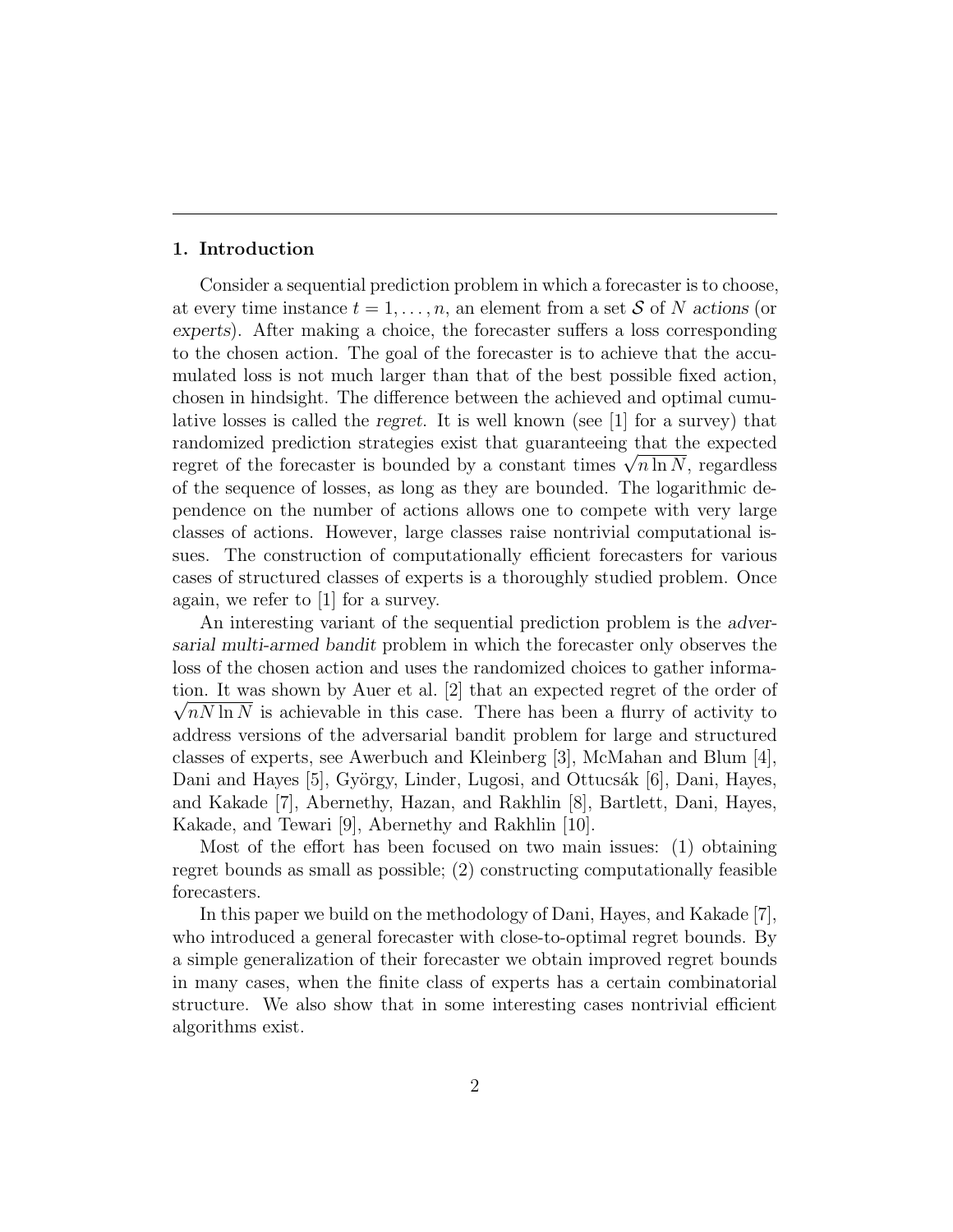## 1. Introduction

Consider a sequential prediction problem in which a forecaster is to choose, at every time instance $t = 1, \ldots, n$, an element from a set $\mathcal{S}$ of $N$ *actions* (or *experts*). After making a choice, the forecaster suffers a loss corresponding to the chosen action. The goal of the forecaster is to achieve that the accumulated loss is not much larger than that of the best possible fixed action, chosen in hindsight. The difference between the achieved and optimal cumulative losses is called the *regret*. It is well known (see [1] for a survey) that randomized prediction strategies exist that guaranteeing that the expected regret of the forecaster is bounded by a constant times $\sqrt{n \ln N}$, regardless of the sequence of losses, as long as they are bounded. The logarithmic dependence on the number of actions allows one to compete with very large classes of actions. However, large classes raise nontrivial computational issues. The construction of computationally efficient forecasters for various cases of structured classes of experts is a thoroughly studied problem. Once again, we refer to [1] for a survey.

An interesting variant of the sequential prediction problem is the *adversarial multi-armed bandit* problem in which the forecaster only observes the loss of the chosen action and uses the randomized choices to gather information. It was shown by Auer et al. [2] that an expected regret of the order of $\sqrt{nN \ln N}$ is achievable in this case. There has been a flurry of activity to address versions of the adversarial bandit problem for large and structured classes of experts, see Awerbuch and Kleinberg [3], McMahan and Blum [4], Dani and Hayes [5], György, Linder, Lugosi, and Ottucsák [6], Dani, Hayes, and Kakade [7], Abernethy, Hazan, and Rakhlin [8], Bartlett, Dani, Hayes, Kakade, and Tewari [9], Abernethy and Rakhlin [10].

Most of the effort has been focused on two main issues: (1) obtaining regret bounds as small as possible; (2) constructing computationally feasible forecasters.

In this paper we build on the methodology of Dani, Hayes, and Kakade [7], who introduced a general forecaster with close-to-optimal regret bounds. By a simple generalization of their forecaster we obtain improved regret bounds in many cases, when the finite class of experts has a certain combinatorial structure. We also show that in some interesting cases nontrivial efficient algorithms exist.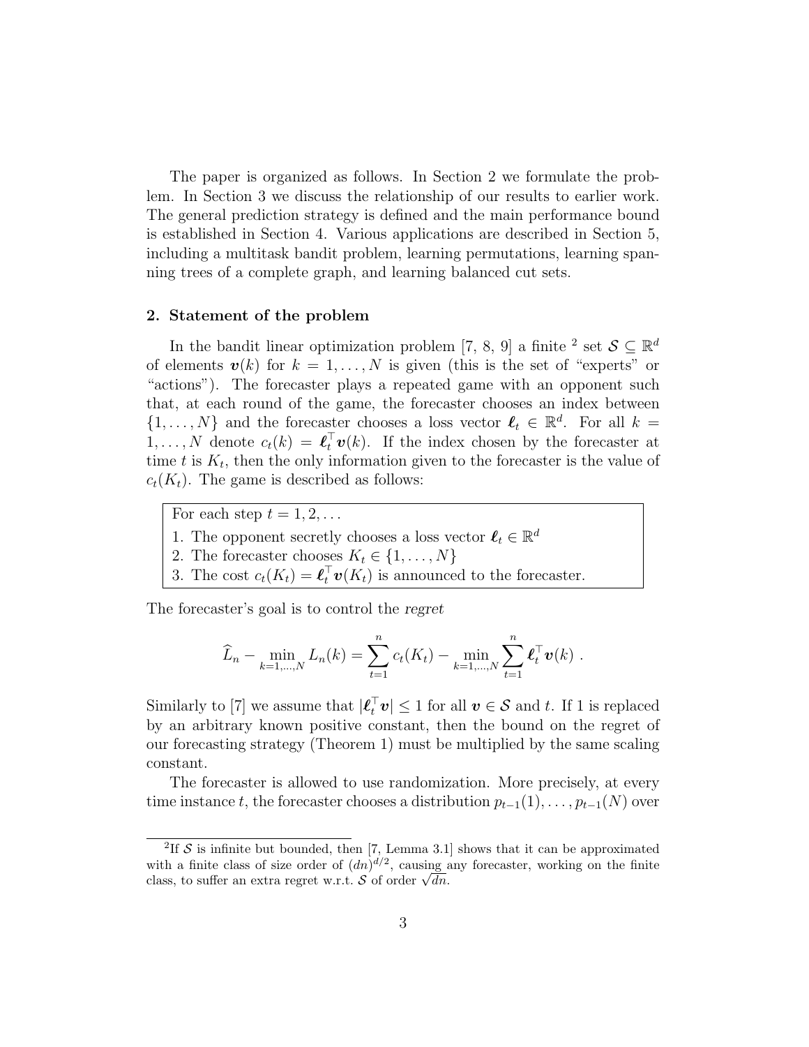The paper is organized as follows. In Section 2 we formulate the problem. In Section 3 we discuss the relationship of our results to earlier work. The general prediction strategy is defined and the main performance bound is established in Section 4. Various applications are described in Section 5, including a multitask bandit problem, learning permutations, learning spanning trees of a complete graph, and learning balanced cut sets.

## 2. Statement of the problem

In the bandit linear optimization problem [7, 8, 9] a finite [2] set $\mathcal{S} \subseteq \mathbb{R}^d$ of elements $\boldsymbol{v}(k)$ for $k = 1, \ldots, N$ is given (this is the set of "experts" or "actions"). The forecaster plays a repeated game with an opponent such that, at each round of the game, the forecaster chooses an index between $\{1, \ldots, N\}$ and the forecaster chooses a loss vector $\boldsymbol{\ell}_t \in \mathbb{R}^d$. For all $k = 1, \ldots, N$ denote $c_t(k) = \boldsymbol{\ell}_t^\top \boldsymbol{v}(k)$. If the index chosen by the forecaster at time $t$ is $K_t$, then the only information given to the forecaster is the value of $c_t(K_t)$. The game is described as follows:

For each step $t = 1, 2, \ldots$
1. The opponent secretly chooses a loss vector $\boldsymbol{\ell}_t \in \mathbb{R}^d$
2. The forecaster chooses $K_t \in \{1, \ldots, N\}$
3. The cost $c_t(K_t) = \boldsymbol{\ell}_t^\top \boldsymbol{v}(K_t)$ is announced to the forecaster.

The forecaster's goal is to control the *regret*

$$\widehat{L}_n - \min_{k=1,\ldots,N} L_n(k) = \sum_{t=1}^{n} c_t(K_t) - \min_{k=1,\ldots,N} \sum_{t=1}^{n} \boldsymbol{\ell}_t^\top \boldsymbol{v}(k) \ .$$

Similarly to [7] we assume that $|\boldsymbol{\ell}_t^\top \boldsymbol{v}| \leq 1$ for all $\boldsymbol{v} \in \mathcal{S}$ and $t$. If 1 is replaced by an arbitrary known positive constant, then the bound on the regret of our forecasting strategy (Theorem 1) must be multiplied by the same scaling constant.

The forecaster is allowed to use randomization. More precisely, at every time instance $t$, the forecaster chooses a distribution $p_{t-1}(1), \ldots, p_{t-1}(N)$ over

[2] If $\mathcal{S}$ is infinite but bounded, then [7, Lemma 3.1] shows that it can be approximated with a finite class of size order of $(dn)^{d/2}$, causing any forecaster, working on the finite class, to suffer an extra regret w.r.t. $\mathcal{S}$ of order $\sqrt{dn}$.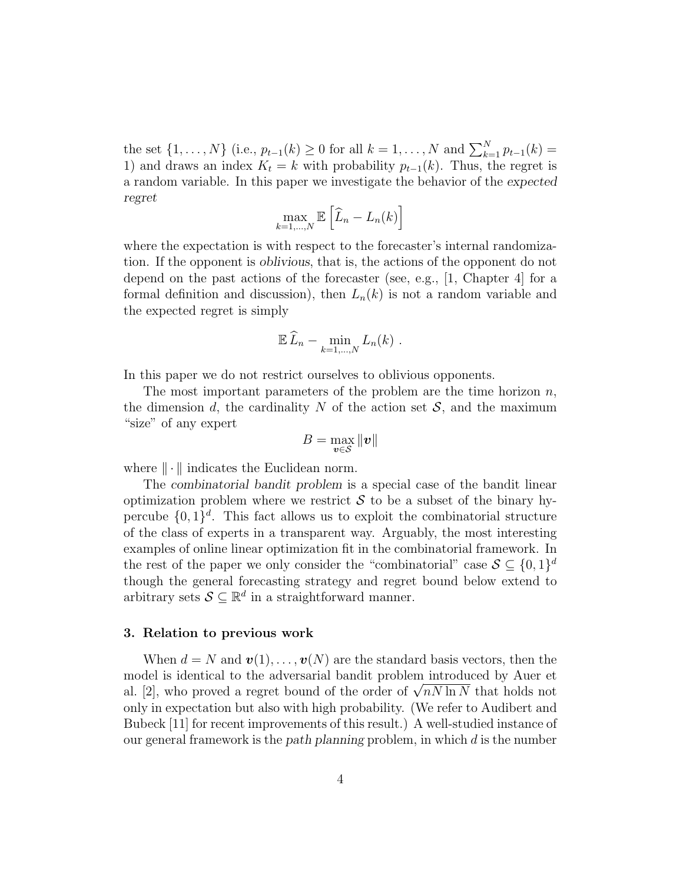the set $\{1, \ldots, N\}$ (i.e., $p_{t-1}(k) \geq 0$ for all $k = 1, \ldots, N$ and $\sum_{k=1}^{N} p_{t-1}(k) = 1$) and draws an index $K_t = k$ with probability $p_{t-1}(k)$. Thus, the regret is a random variable. In this paper we investigate the behavior of the *expected regret*

$$\max_{k=1,\ldots,N} \mathbb{E}\left[\widehat{L}_n - L_n(k)\right]$$

where the expectation is with respect to the forecaster's internal randomization. If the opponent is *oblivious*, that is, the actions of the opponent do not depend on the past actions of the forecaster (see, e.g., [1, Chapter 4] for a formal definition and discussion), then $L_n(k)$ is not a random variable and the expected regret is simply

$$\mathbb{E}\,\widehat{L}_n - \min_{k=1,\ldots,N} L_n(k) \ .$$

In this paper we do not restrict ourselves to oblivious opponents.

The most important parameters of the problem are the time horizon $n$, the dimension $d$, the cardinality $N$ of the action set $\mathcal{S}$, and the maximum "size" of any expert

$$B = \max_{\boldsymbol{v} \in \mathcal{S}} \|\boldsymbol{v}\|$$

where $\|\cdot\|$ indicates the Euclidean norm.

The *combinatorial bandit problem* is a special case of the bandit linear optimization problem where we restrict $\mathcal{S}$ to be a subset of the binary hypercube $\{0,1\}^d$. This fact allows us to exploit the combinatorial structure of the class of experts in a transparent way. Arguably, the most interesting examples of online linear optimization fit in the combinatorial framework. In the rest of the paper we only consider the "combinatorial" case $\mathcal{S} \subseteq \{0,1\}^d$ though the general forecasting strategy and regret bound below extend to arbitrary sets $\mathcal{S} \subseteq \mathbb{R}^d$ in a straightforward manner.

## 3. Relation to previous work

When $d = N$ and $\boldsymbol{v}(1), \ldots, \boldsymbol{v}(N)$ are the standard basis vectors, then the model is identical to the adversarial bandit problem introduced by Auer et al. [2], who proved a regret bound of the order of $\sqrt{nN \ln N}$ that holds not only in expectation but also with high probability. (We refer to Audibert and Bubeck [11] for recent improvements of this result.) A well-studied instance of our general framework is the *path planning* problem, in which $d$ is the number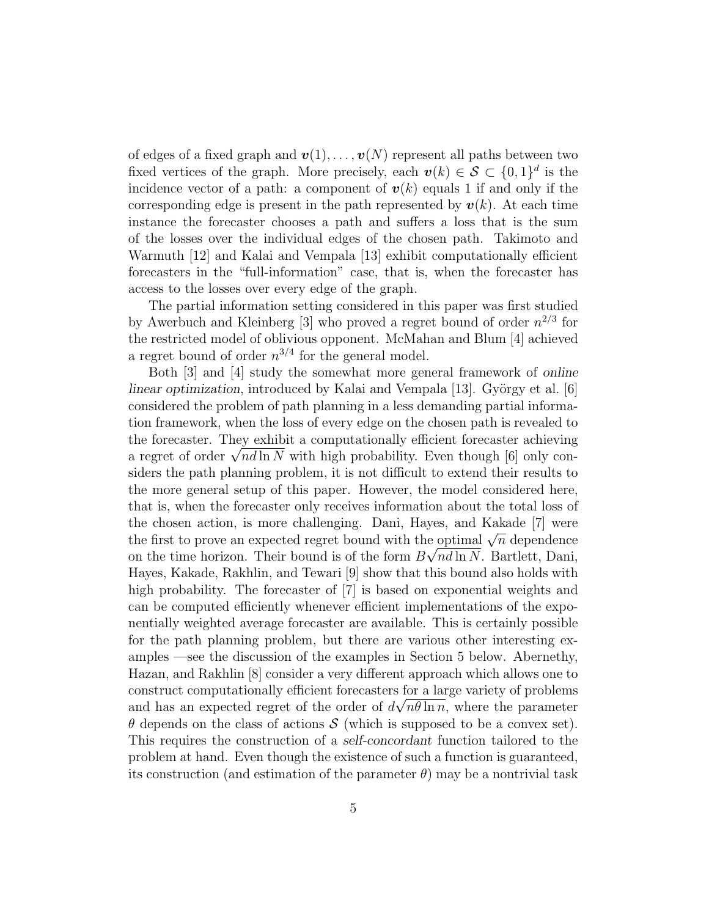of edges of a fixed graph and $\boldsymbol{v}(1), \ldots, \boldsymbol{v}(N)$ represent all paths between two fixed vertices of the graph. More precisely, each $\boldsymbol{v}(k) \in \mathcal{S} \subset \{0,1\}^d$ is the incidence vector of a path: a component of $\boldsymbol{v}(k)$ equals 1 if and only if the corresponding edge is present in the path represented by $\boldsymbol{v}(k)$. At each time instance the forecaster chooses a path and suffers a loss that is the sum of the losses over the individual edges of the chosen path. Takimoto and Warmuth [12] and Kalai and Vempala [13] exhibit computationally efficient forecasters in the "full-information" case, that is, when the forecaster has access to the losses over every edge of the graph.

The partial information setting considered in this paper was first studied by Awerbuch and Kleinberg [3] who proved a regret bound of order $n^{2/3}$ for the restricted model of oblivious opponent. McMahan and Blum [4] achieved a regret bound of order $n^{3/4}$ for the general model.

Both [3] and [4] study the somewhat more general framework of *online linear optimization*, introduced by Kalai and Vempala [13]. György et al. [6] considered the problem of path planning in a less demanding partial information framework, when the loss of every edge on the chosen path is revealed to the forecaster. They exhibit a computationally efficient forecaster achieving a regret of order $\sqrt{nd \ln N}$ with high probability. Even though [6] only considers the path planning problem, it is not difficult to extend their results to the more general setup of this paper. However, the model considered here, that is, when the forecaster only receives information about the total loss of the chosen action, is more challenging. Dani, Hayes, and Kakade [7] were the first to prove an expected regret bound with the optimal $\sqrt{n}$ dependence on the time horizon. Their bound is of the form $B\sqrt{nd \ln N}$. Bartlett, Dani, Hayes, Kakade, Rakhlin, and Tewari [9] show that this bound also holds with high probability. The forecaster of [7] is based on exponential weights and can be computed efficiently whenever efficient implementations of the exponentially weighted average forecaster are available. This is certainly possible for the path planning problem, but there are various other interesting examples —see the discussion of the examples in Section 5 below. Abernethy, Hazan, and Rakhlin [8] consider a very different approach which allows one to construct computationally efficient forecasters for a large variety of problems and has an expected regret of the order of $d\sqrt{n\theta \ln n}$, where the parameter $\theta$ depends on the class of actions $\mathcal{S}$ (which is supposed to be a convex set). This requires the construction of a *self-concordant* function tailored to the problem at hand. Even though the existence of such a function is guaranteed, its construction (and estimation of the parameter $\theta$) may be a nontrivial task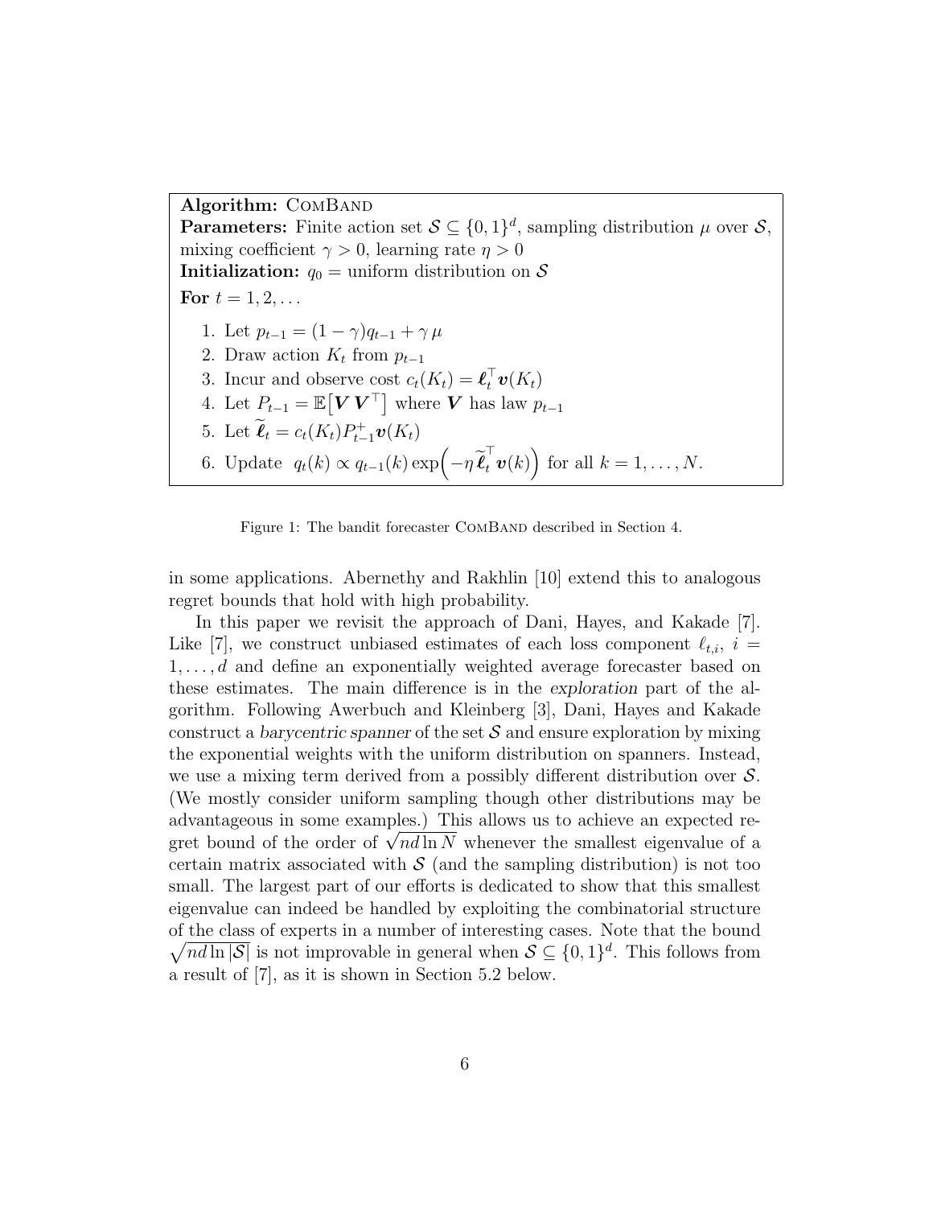**Algorithm:** ComBand

**Parameters:** Finite action set $\mathcal{S} \subseteq \{0,1\}^d$, sampling distribution $\mu$ over $\mathcal{S}$, mixing coefficient $\gamma > 0$, learning rate $\eta > 0$

**Initialization:** $q_0$ = uniform distribution on $\mathcal{S}$

**For** $t = 1, 2, \ldots$

1. Let $p_{t-1} = (1-\gamma) q_{t-1} + \gamma\, \mu$
2. Draw action $K_t$ from $p_{t-1}$
3. Incur and observe cost $c_t(K_t) = \boldsymbol{\ell}_t^\top \boldsymbol{v}(K_t)$
4. Let $P_{t-1} = \mathbb{E}\big[\boldsymbol{V}\,\boldsymbol{V}^\top\big]$ where $\boldsymbol{V}$ has law $p_{t-1}$
5. Let $\widetilde{\boldsymbol{\ell}}_t = c_t(K_t) P_{t-1}^{+} \boldsymbol{v}(K_t)$
6. Update $q_t(k) \propto q_{t-1}(k) \exp\Big(-\eta\, \widetilde{\boldsymbol{\ell}}_t^\top \boldsymbol{v}(k)\Big)$ for all $k = 1, \ldots, N$.

Figure 1: The bandit forecaster ComBand described in Section 4.

in some applications. Abernethy and Rakhlin [10] extend this to analogous regret bounds that hold with high probability.

In this paper we revisit the approach of Dani, Hayes, and Kakade [7]. Like [7], we construct unbiased estimates of each loss component $\ell_{t,i}$, $i = 1, \ldots, d$ and define an exponentially weighted average forecaster based on these estimates. The main difference is in the *exploration* part of the algorithm. Following Awerbuch and Kleinberg [3], Dani, Hayes and Kakade construct a *barycentric spanner* of the set $\mathcal{S}$ and ensure exploration by mixing the exponential weights with the uniform distribution on spanners. Instead, we use a mixing term derived from a possibly different distribution over $\mathcal{S}$. (We mostly consider uniform sampling though other distributions may be advantageous in some examples.) This allows us to achieve an expected regret bound of the order of $\sqrt{nd \ln N}$ whenever the smallest eigenvalue of a certain matrix associated with $\mathcal{S}$ (and the sampling distribution) is not too small. The largest part of our efforts is dedicated to show that this smallest eigenvalue can indeed be handled by exploiting the combinatorial structure of the class of experts in a number of interesting cases. Note that the bound $\sqrt{nd \ln |\mathcal{S}|}$ is not improvable in general when $\mathcal{S} \subseteq \{0,1\}^d$. This follows from a result of [7], as it is shown in Section 5.2 below.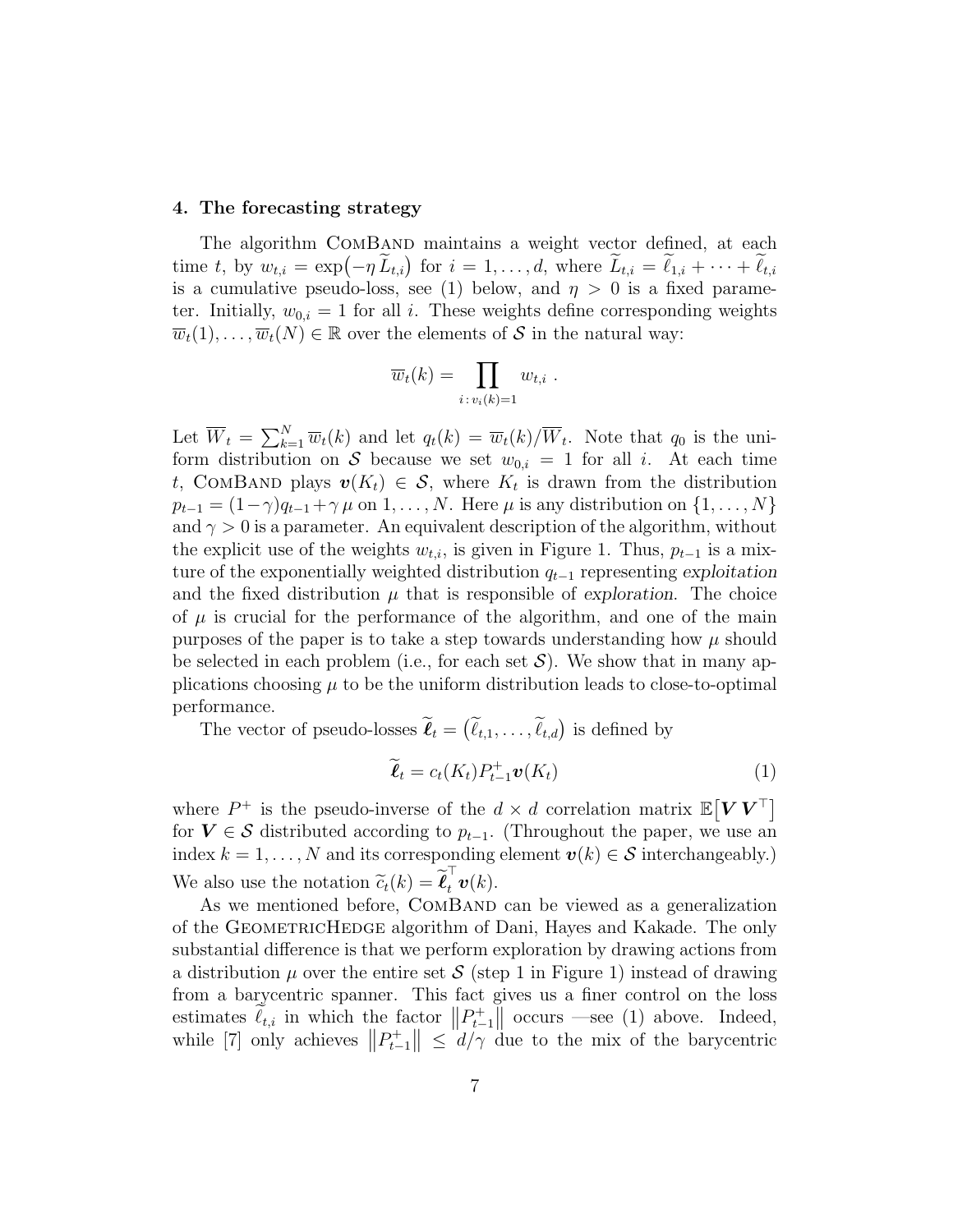## 4. The forecasting strategy

The algorithm ComBand maintains a weight vector defined, at each time $t$, by $w_{t,i} = \exp\bigl(-\eta\, \widetilde{L}_{t,i}\bigr)$ for $i = 1, \dots, d$, where $\widetilde{L}_{t,i} = \widetilde{\ell}_{1,i} + \cdots + \widetilde{\ell}_{t,i}$ is a cumulative pseudo-loss, see (1) below, and $\eta > 0$ is a fixed parameter. Initially, $w_{0,i} = 1$ for all $i$. These weights define corresponding weights $\overline{w}_t(1), \dots, \overline{w}_t(N) \in \mathbb{R}$ over the elements of $\mathcal{S}$ in the natural way:

$$\overline{w}_t(k) = \prod_{i\,:\,v_i(k)=1} w_{t,i}\ .$$

Let $\overline{W}_t = \sum_{k=1}^{N} \overline{w}_t(k)$ and let $q_t(k) = \overline{w}_t(k)/\overline{W}_t$. Note that $q_0$ is the uniform distribution on $\mathcal{S}$ because we set $w_{0,i} = 1$ for all $i$. At each time $t$, ComBand plays $\boldsymbol{v}(K_t) \in \mathcal{S}$, where $K_t$ is drawn from the distribution $p_{t-1} = (1-\gamma)q_{t-1} + \gamma\,\mu$ on $1, \dots, N$. Here $\mu$ is any distribution on $\{1, \dots, N\}$ and $\gamma > 0$ is a parameter. An equivalent description of the algorithm, without the explicit use of the weights $w_{t,i}$, is given in Figure 1. Thus, $p_{t-1}$ is a mixture of the exponentially weighted distribution $q_{t-1}$ representing *exploitation* and the fixed distribution $\mu$ that is responsible of *exploration*. The choice of $\mu$ is crucial for the performance of the algorithm, and one of the main purposes of the paper is to take a step towards understanding how $\mu$ should be selected in each problem (i.e., for each set $\mathcal{S}$). We show that in many applications choosing $\mu$ to be the uniform distribution leads to close-to-optimal performance.

The vector of pseudo-losses $\widetilde{\boldsymbol{\ell}}_t = \bigl(\widetilde{\ell}_{t,1}, \dots, \widetilde{\ell}_{t,d}\bigr)$ is defined by

$$\widetilde{\boldsymbol{\ell}}_t = c_t(K_t) P_{t-1}^{+} \boldsymbol{v}(K_t) \tag{1}$$

where $P^{+}$ is the pseudo-inverse of the $d \times d$ correlation matrix $\mathbb{E}\bigl[\boldsymbol{V}\,\boldsymbol{V}^{\top}\bigr]$ for $\boldsymbol{V} \in \mathcal{S}$ distributed according to $p_{t-1}$. (Throughout the paper, we use an index $k = 1, \dots, N$ and its corresponding element $\boldsymbol{v}(k) \in \mathcal{S}$ interchangeably.) We also use the notation $\widetilde{c}_t(k) = \widetilde{\boldsymbol{\ell}}_t^{\top}\, \boldsymbol{v}(k)$.

As we mentioned before, ComBand can be viewed as a generalization of the GeometricHedge algorithm of Dani, Hayes and Kakade. The only substantial difference is that we perform exploration by drawing actions from a distribution $\mu$ over the entire set $\mathcal{S}$ (step 1 in Figure 1) instead of drawing from a barycentric spanner. This fact gives us a finer control on the loss estimates $\widetilde{\ell}_{t,i}$ in which the factor $\bigl\|P_{t-1}^{+}\bigr\|$ occurs —see (1) above. Indeed, while [7] only achieves $\bigl\|P_{t-1}^{+}\bigr\| \le d/\gamma$ due to the mix of the barycentric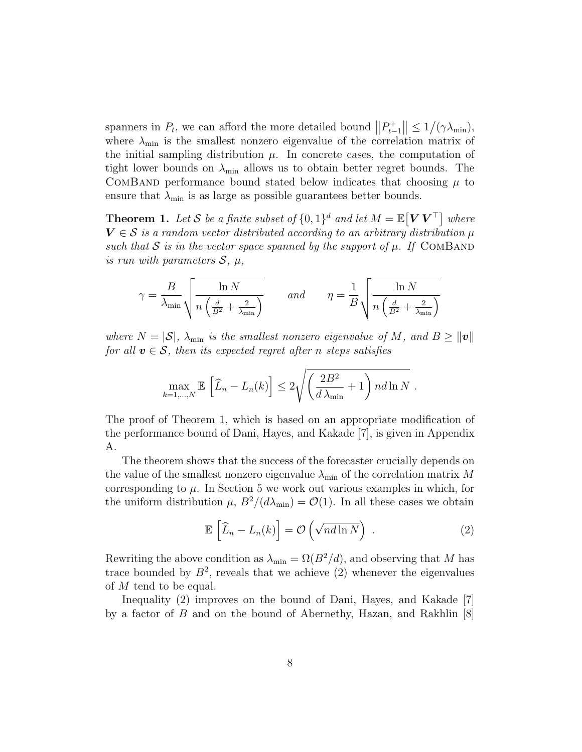spanners in $P_t$, we can afford the more detailed bound $\left\|P_{t-1}^{+}\right\| \le 1/(\gamma\lambda_{\min})$, where $\lambda_{\min}$ is the smallest nonzero eigenvalue of the correlation matrix of the initial sampling distribution $\mu$. In concrete cases, the computation of tight lower bounds on $\lambda_{\min}$ allows us to obtain better regret bounds. The ComBand performance bound stated below indicates that choosing $\mu$ to ensure that $\lambda_{\min}$ is as large as possible guarantees better bounds.

**Theorem 1.** *Let $\mathcal{S}$ be a finite subset of $\{0,1\}^d$ and let $M = \mathbb{E}\big[\boldsymbol{V}\,\boldsymbol{V}^\top\big]$ where $\boldsymbol{V} \in \mathcal{S}$ is a random vector distributed according to an arbitrary distribution $\mu$ such that $\mathcal{S}$ is in the vector space spanned by the support of $\mu$. If ComBand is run with parameters $\mathcal{S}$, $\mu$,*

$$\gamma = \frac{B}{\lambda_{\min}}\sqrt{\frac{\ln N}{n\left(\frac{d}{B^2}+\frac{2}{\lambda_{\min}}\right)}} \qquad \text{and} \qquad \eta = \frac{1}{B}\sqrt{\frac{\ln N}{n\left(\frac{d}{B^2}+\frac{2}{\lambda_{\min}}\right)}}$$

*where $N = |\mathcal{S}|$, $\lambda_{\min}$ is the smallest nonzero eigenvalue of $M$, and $B \ge \|\boldsymbol{v}\|$ for all $\boldsymbol{v} \in \mathcal{S}$, then its expected regret after $n$ steps satisfies*

$$\max_{k=1,\ldots,N} \mathbb{E}\left[\widehat{L}_n - L_n(k)\right] \le 2\sqrt{\left(\frac{2B^2}{d\,\lambda_{\min}}+1\right) nd\ln N}\ .$$

The proof of Theorem 1, which is based on an appropriate modification of the performance bound of Dani, Hayes, and Kakade [7], is given in Appendix A.

The theorem shows that the success of the forecaster crucially depends on the value of the smallest nonzero eigenvalue $\lambda_{\min}$ of the correlation matrix $M$ corresponding to $\mu$. In Section 5 we work out various examples in which, for the uniform distribution $\mu$, $B^2/(d\lambda_{\min}) = \mathcal{O}(1)$. In all these cases we obtain

$$\mathbb{E}\left[\widehat{L}_n - L_n(k)\right] = \mathcal{O}\left(\sqrt{nd\ln N}\right)\ . \tag{2}$$

Rewriting the above condition as $\lambda_{\min} = \Omega(B^2/d)$, and observing that $M$ has trace bounded by $B^2$, reveals that we achieve (2) whenever the eigenvalues of $M$ tend to be equal.

Inequality (2) improves on the bound of Dani, Hayes, and Kakade [7] by a factor of $B$ and on the bound of Abernethy, Hazan, and Rakhlin [8]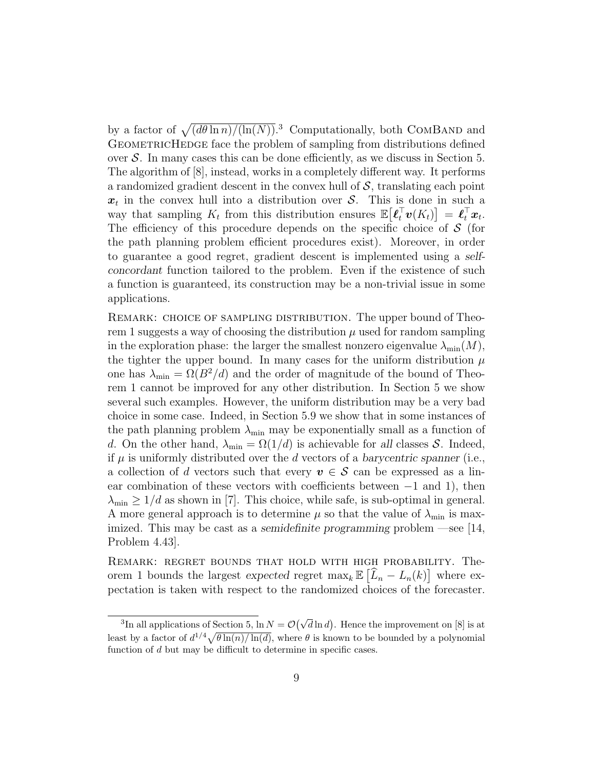by a factor of $\sqrt{(d\theta \ln n)/(\ln(N))}$.[3] Computationally, both ComBand and GeometricHedge face the problem of sampling from distributions defined over $\mathcal{S}$. In many cases this can be done efficiently, as we discuss in Section 5. The algorithm of [8], instead, works in a completely different way. It performs a randomized gradient descent in the convex hull of $\mathcal{S}$, translating each point $\boldsymbol{x}_t$ in the convex hull into a distribution over $\mathcal{S}$. This is done in such a way that sampling $K_t$ from this distribution ensures $\mathbb{E}\big[\boldsymbol{\ell}_t^\top \boldsymbol{v}(K_t)\big] = \boldsymbol{\ell}_t^\top \boldsymbol{x}_t$. The efficiency of this procedure depends on the specific choice of $\mathcal{S}$ (for the path planning problem efficient procedures exist). Moreover, in order to guarantee a good regret, gradient descent is implemented using a *self-concordant* function tailored to the problem. Even if the existence of such a function is guaranteed, its construction may be a non-trivial issue in some applications.

Remark: choice of sampling distribution. The upper bound of Theorem 1 suggests a way of choosing the distribution $\mu$ used for random sampling in the exploration phase: the larger the smallest nonzero eigenvalue $\lambda_{\min}(M)$, the tighter the upper bound. In many cases for the uniform distribution $\mu$ one has $\lambda_{\min} = \Omega(B^2/d)$ and the order of magnitude of the bound of Theorem 1 cannot be improved for any other distribution. In Section 5 we show several such examples. However, the uniform distribution may be a very bad choice in some case. Indeed, in Section 5.9 we show that in some instances of the path planning problem $\lambda_{\min}$ may be exponentially small as a function of $d$. On the other hand, $\lambda_{\min} = \Omega(1/d)$ is achievable for *all* classes $\mathcal{S}$. Indeed, if $\mu$ is uniformly distributed over the $d$ vectors of a *barycentric spanner* (i.e., a collection of $d$ vectors such that every $\boldsymbol{v} \in \mathcal{S}$ can be expressed as a linear combination of these vectors with coefficients between $-1$ and 1), then $\lambda_{\min} \geq 1/d$ as shown in [7]. This choice, while safe, is sub-optimal in general. A more general approach is to determine $\mu$ so that the value of $\lambda_{\min}$ is maximized. This may be cast as a *semidefinite programming* problem —see [14, Problem 4.43].

Remark: regret bounds that hold with high probability. Theorem 1 bounds the largest *expected* regret $\max_k \mathbb{E}\left[\widehat{L}_n - L_n(k)\right]$ where expectation is taken with respect to the randomized choices of the forecaster.

[3] In all applications of Section 5, $\ln N = \mathcal{O}\big(\sqrt{d}\ln d\big)$. Hence the improvement on [8] is at least by a factor of $d^{1/4}\sqrt{\theta \ln(n)/\ln(d)}$, where $\theta$ is known to be bounded by a polynomial function of $d$ but may be difficult to determine in specific cases.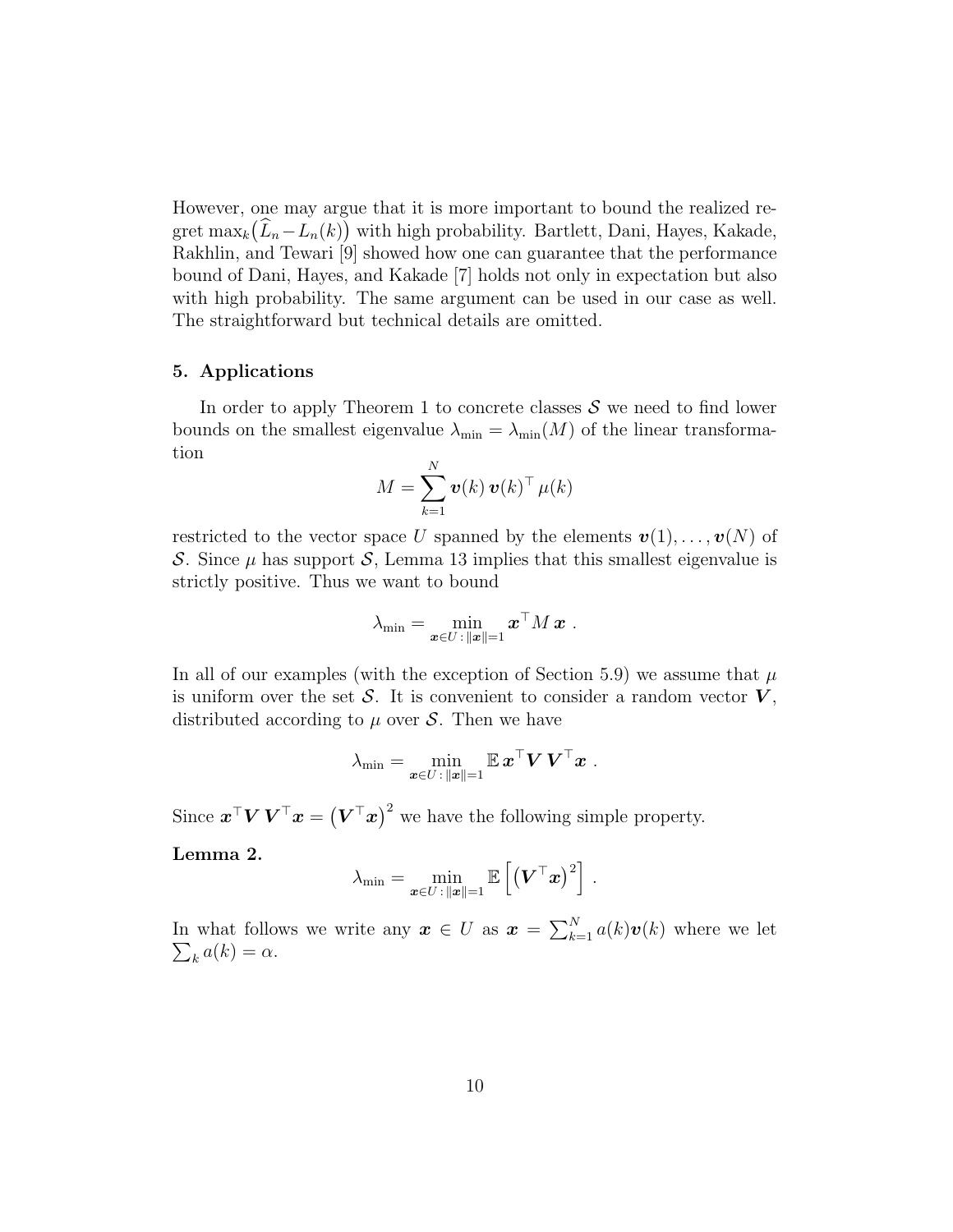However, one may argue that it is more important to bound the realized regret $\max_k \big(\widehat{L}_n - L_n(k)\big)$ with high probability. Bartlett, Dani, Hayes, Kakade, Rakhlin, and Tewari [9] showed how one can guarantee that the performance bound of Dani, Hayes, and Kakade [7] holds not only in expectation but also with high probability. The same argument can be used in our case as well. The straightforward but technical details are omitted.

## 5. Applications

In order to apply Theorem 1 to concrete classes $\mathcal{S}$ we need to find lower bounds on the smallest eigenvalue $\lambda_{\min} = \lambda_{\min}(M)$ of the linear transformation

$$M = \sum_{k=1}^{N} \boldsymbol{v}(k)\,\boldsymbol{v}(k)^\top \mu(k)$$

restricted to the vector space $U$ spanned by the elements $\boldsymbol{v}(1), \ldots, \boldsymbol{v}(N)$ of $\mathcal{S}$. Since $\mu$ has support $\mathcal{S}$, Lemma 13 implies that this smallest eigenvalue is strictly positive. Thus we want to bound

$$\lambda_{\min} = \min_{\boldsymbol{x} \in U : \|\boldsymbol{x}\|=1} \boldsymbol{x}^\top M\, \boldsymbol{x} \ .$$

In all of our examples (with the exception of Section 5.9) we assume that $\mu$ is uniform over the set $\mathcal{S}$. It is convenient to consider a random vector $\boldsymbol{V}$, distributed according to $\mu$ over $\mathcal{S}$. Then we have

$$\lambda_{\min} = \min_{\boldsymbol{x} \in U : \|\boldsymbol{x}\|=1} \mathbb{E}\, \boldsymbol{x}^\top \boldsymbol{V}\, \boldsymbol{V}^\top \boldsymbol{x} \ .$$

Since $\boldsymbol{x}^\top \boldsymbol{V}\, \boldsymbol{V}^\top \boldsymbol{x} = \big(\boldsymbol{V}^\top \boldsymbol{x}\big)^2$ we have the following simple property.

**Lemma 2.**

$$\lambda_{\min} = \min_{\boldsymbol{x} \in U : \|\boldsymbol{x}\|=1} \mathbb{E}\left[\big(\boldsymbol{V}^\top \boldsymbol{x}\big)^2\right] \ .$$

In what follows we write any $\boldsymbol{x} \in U$ as $\boldsymbol{x} = \sum_{k=1}^{N} a(k)\boldsymbol{v}(k)$ where we let $\sum_k a(k) = \alpha$.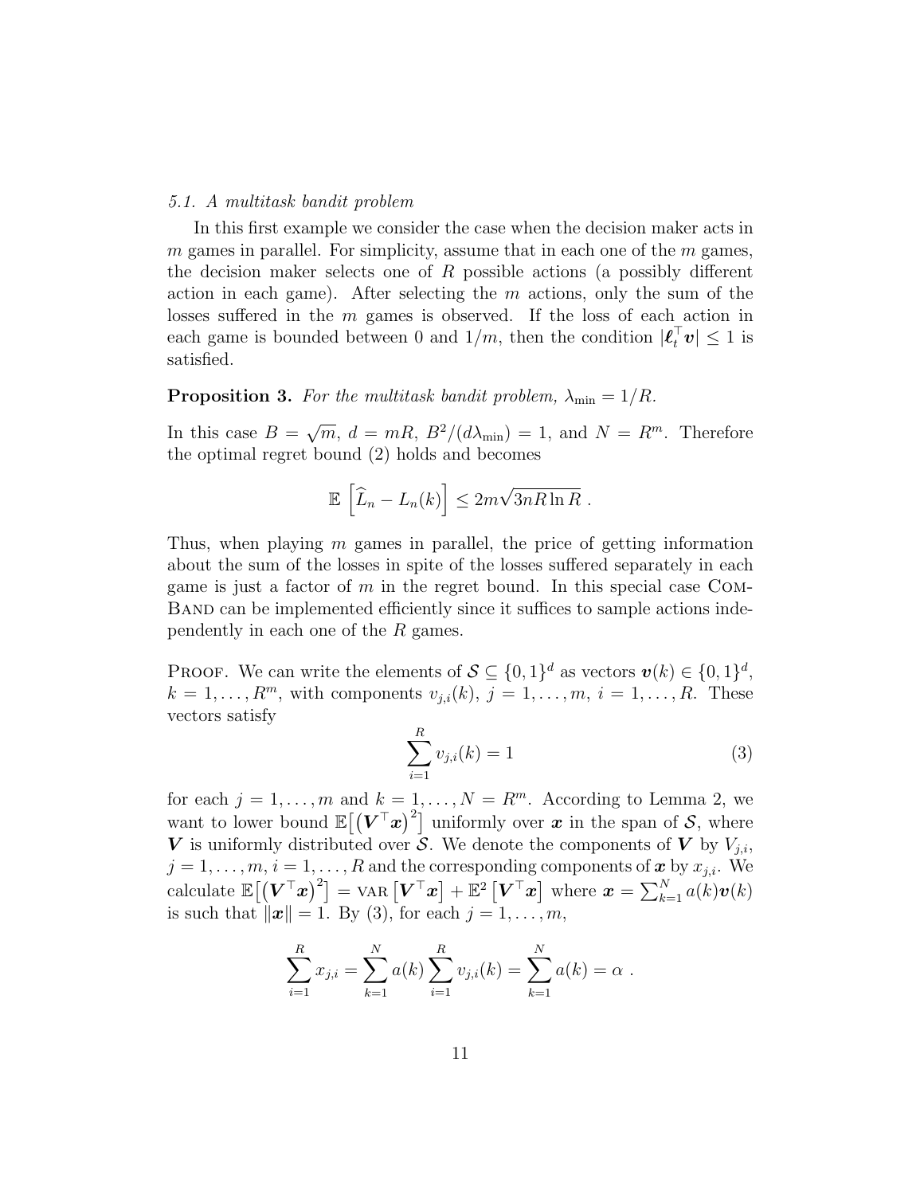### 5.1. A multitask bandit problem

In this first example we consider the case when the decision maker acts in $m$ games in parallel. For simplicity, assume that in each one of the $m$ games, the decision maker selects one of $R$ possible actions (a possibly different action in each game). After selecting the $m$ actions, only the sum of the losses suffered in the $m$ games is observed. If the loss of each action in each game is bounded between 0 and $1/m$, then the condition $|\boldsymbol{\ell}_t^\top \boldsymbol{v}| \leq 1$ is satisfied.

**Proposition 3.** *For the multitask bandit problem, $\lambda_{\min} = 1/R$.*

In this case $B = \sqrt{m}$, $d = mR$, $B^2/(d\lambda_{\min}) = 1$, and $N = R^m$. Therefore the optimal regret bound (2) holds and becomes

$$\mathbb{E}\left[\widehat{L}_n - L_n(k)\right] \leq 2m\sqrt{3nR\ln R} \ .$$

Thus, when playing $m$ games in parallel, the price of getting information about the sum of the losses in spite of the losses suffered separately in each game is just a factor of $m$ in the regret bound. In this special case ComBand can be implemented efficiently since it suffices to sample actions independently in each one of the $R$ games.

Proof. We can write the elements of $\mathcal{S} \subseteq \{0,1\}^d$ as vectors $\boldsymbol{v}(k) \in \{0,1\}^d$, $k = 1,\ldots,R^m$, with components $v_{j,i}(k)$, $j = 1,\ldots,m$, $i = 1,\ldots,R$. These vectors satisfy

$$\sum_{i=1}^{R} v_{j,i}(k) = 1 \tag{3}$$

for each $j = 1,\ldots,m$ and $k = 1,\ldots,N = R^m$. According to Lemma 2, we want to lower bound $\mathbb{E}\big[\big(\boldsymbol{V}^\top\boldsymbol{x}\big)^2\big]$ uniformly over $\boldsymbol{x}$ in the span of $\mathcal{S}$, where $\boldsymbol{V}$ is uniformly distributed over $\mathcal{S}$. We denote the components of $\boldsymbol{V}$ by $V_{j,i}$, $j = 1,\ldots,m$, $i = 1,\ldots,R$ and the corresponding components of $\boldsymbol{x}$ by $x_{j,i}$. We calculate $\mathbb{E}\big[\big(\boldsymbol{V}^\top\boldsymbol{x}\big)^2\big] = \text{VAR}\left[\boldsymbol{V}^\top\boldsymbol{x}\right] + \mathbb{E}^2\left[\boldsymbol{V}^\top\boldsymbol{x}\right]$ where $\boldsymbol{x} = \sum_{k=1}^{N} a(k)\boldsymbol{v}(k)$ is such that $\|\boldsymbol{x}\| = 1$. By (3), for each $j = 1,\ldots,m$,

$$\sum_{i=1}^{R} x_{j,i} = \sum_{k=1}^{N} a(k) \sum_{i=1}^{R} v_{j,i}(k) = \sum_{k=1}^{N} a(k) = \alpha \ .$$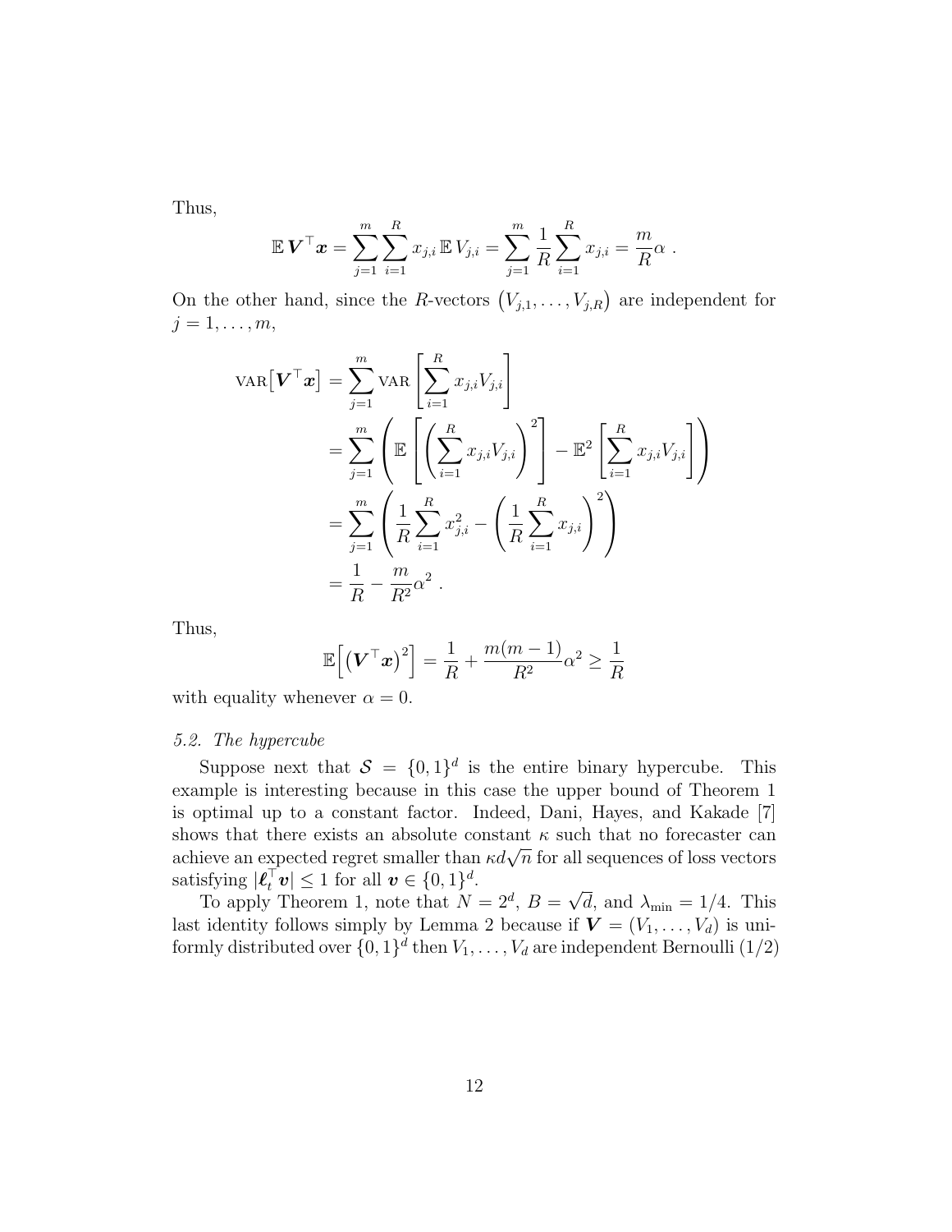Thus,

$$\mathbb{E}\, \boldsymbol{V}^\top \boldsymbol{x} = \sum_{j=1}^m \sum_{i=1}^R x_{j,i}\, \mathbb{E}\, V_{j,i} = \sum_{j=1}^m \frac{1}{R} \sum_{i=1}^R x_{j,i} = \frac{m}{R}\alpha \; .$$

On the other hand, since the $R$-vectors $\left(V_{j,1}, \ldots, V_{j,R}\right)$ are independent for $j = 1, \ldots, m$,

$$\begin{aligned}
\mathrm{VAR}\big[\boldsymbol{V}^\top \boldsymbol{x}\big] &= \sum_{j=1}^m \mathrm{VAR}\left[\sum_{i=1}^R x_{j,i} V_{j,i}\right] \\
&= \sum_{j=1}^m \left( \mathbb{E}\left[\left(\sum_{i=1}^R x_{j,i} V_{j,i}\right)^2\right] - \mathbb{E}^2\left[\sum_{i=1}^R x_{j,i} V_{j,i}\right]\right) \\
&= \sum_{j=1}^m \left( \frac{1}{R}\sum_{i=1}^R x_{j,i}^2 - \left(\frac{1}{R}\sum_{i=1}^R x_{j,i}\right)^2 \right) \\
&= \frac{1}{R} - \frac{m}{R^2}\alpha^2 \; .
\end{aligned}$$

Thus,

$$\mathbb{E}\Big[\big(\boldsymbol{V}^\top \boldsymbol{x}\big)^2\Big] = \frac{1}{R} + \frac{m(m-1)}{R^2}\alpha^2 \geq \frac{1}{R}$$

with equality whenever $\alpha = 0$.

### *5.2. The hypercube*

Suppose next that $\mathcal{S} = \{0,1\}^d$ is the entire binary hypercube. This example is interesting because in this case the upper bound of Theorem 1 is optimal up to a constant factor. Indeed, Dani, Hayes, and Kakade [7] shows that there exists an absolute constant $\kappa$ such that no forecaster can achieve an expected regret smaller than $\kappa d\sqrt{n}$ for all sequences of loss vectors satisfying $|\boldsymbol{\ell}_t^\top \boldsymbol{v}| \leq 1$ for all $\boldsymbol{v} \in \{0,1\}^d$.

To apply Theorem 1, note that $N = 2^d$, $B = \sqrt{d}$, and $\lambda_{\min} = 1/4$. This last identity follows simply by Lemma 2 because if $\boldsymbol{V} = (V_1, \ldots, V_d)$ is uniformly distributed over $\{0,1\}^d$ then $V_1, \ldots, V_d$ are independent Bernoulli $(1/2)$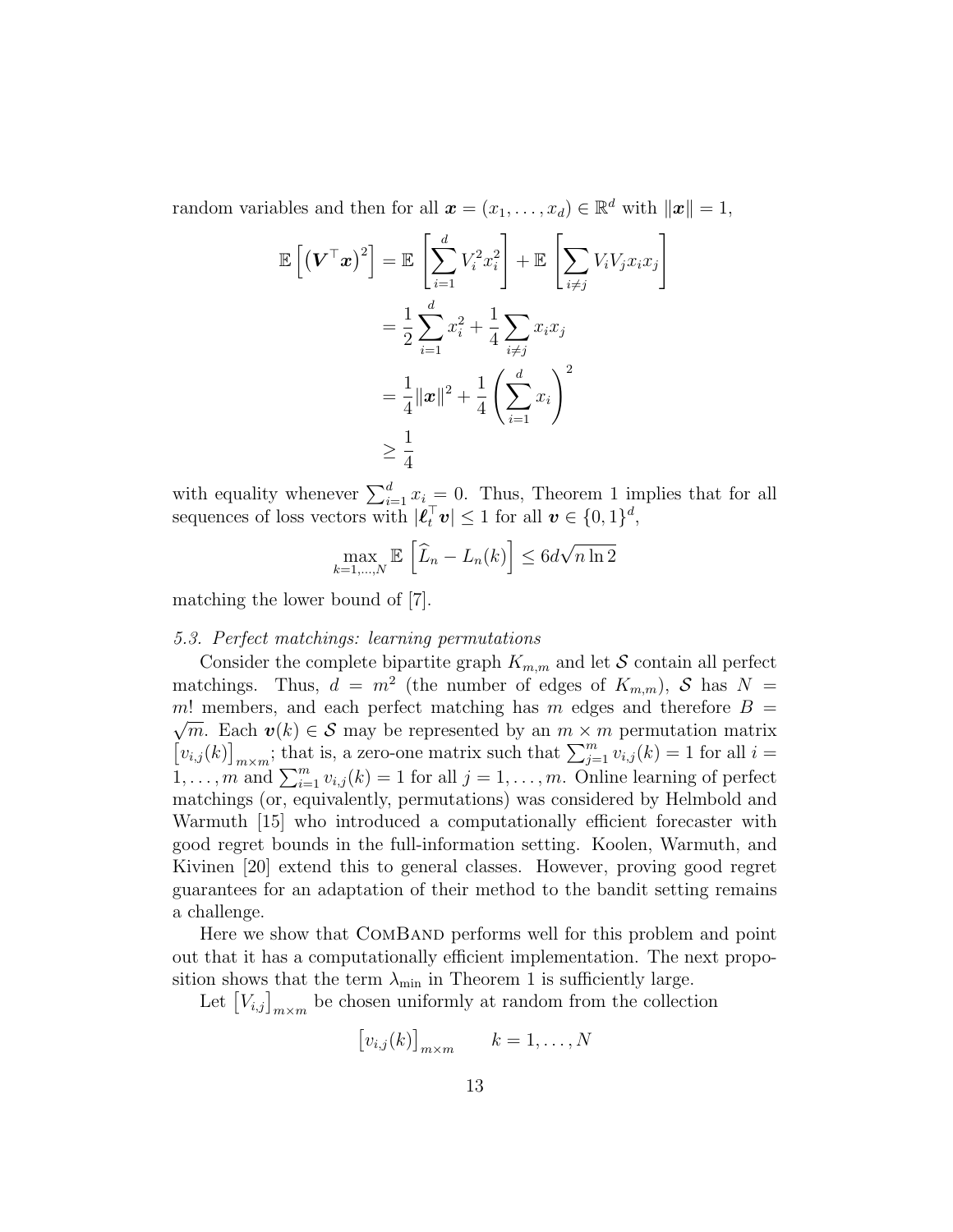random variables and then for all $\boldsymbol{x} = (x_1, \dots, x_d) \in \mathbb{R}^d$ with $\|\boldsymbol{x}\| = 1$,

$$
\begin{aligned}
\mathbb{E}\left[\left(\boldsymbol{V}^\top \boldsymbol{x}\right)^2\right] &= \mathbb{E}\left[\sum_{i=1}^d V_i^2 x_i^2\right] + \mathbb{E}\left[\sum_{i \neq j} V_i V_j x_i x_j\right] \\
&= \frac{1}{2}\sum_{i=1}^d x_i^2 + \frac{1}{4}\sum_{i \neq j} x_i x_j \\
&= \frac{1}{4}\|\boldsymbol{x}\|^2 + \frac{1}{4}\left(\sum_{i=1}^d x_i\right)^2 \\
&\geq \frac{1}{4}
\end{aligned}
$$

with equality whenever $\sum_{i=1}^d x_i = 0$. Thus, Theorem 1 implies that for all sequences of loss vectors with $|\boldsymbol{\ell}_t^\top \boldsymbol{v}| \leq 1$ for all $\boldsymbol{v} \in \{0,1\}^d$,

$$
\max_{k=1,\dots,N} \mathbb{E}\left[\widehat{L}_n - L_n(k)\right] \leq 6d\sqrt{n \ln 2}
$$

matching the lower bound of [7].

### 5.3. *Perfect matchings: learning permutations*

Consider the complete bipartite graph $K_{m,m}$ and let $\mathcal{S}$ contain all perfect matchings. Thus, $d = m^2$ (the number of edges of $K_{m,m}$), $\mathcal{S}$ has $N = m!$ members, and each perfect matching has $m$ edges and therefore $B = \sqrt{m}$. Each $\boldsymbol{v}(k) \in \mathcal{S}$ may be represented by an $m \times m$ permutation matrix $\left[v_{i,j}(k)\right]_{m \times m}$; that is, a zero-one matrix such that $\sum_{j=1}^m v_{i,j}(k) = 1$ for all $i = 1, \dots, m$ and $\sum_{i=1}^m v_{i,j}(k) = 1$ for all $j = 1, \dots, m$. Online learning of perfect matchings (or, equivalently, permutations) was considered by Helmbold and Warmuth [15] who introduced a computationally efficient forecaster with good regret bounds in the full-information setting. Koolen, Warmuth, and Kivinen [20] extend this to general classes. However, proving good regret guarantees for an adaptation of their method to the bandit setting remains a challenge.

Here we show that ComBand performs well for this problem and point out that it has a computationally efficient implementation. The next proposition shows that the term $\lambda_{\min}$ in Theorem 1 is sufficiently large.

Let $\left[V_{i,j}\right]_{m \times m}$ be chosen uniformly at random from the collection

$$
\left[v_{i,j}(k)\right]_{m \times m} \qquad k = 1, \dots, N
$$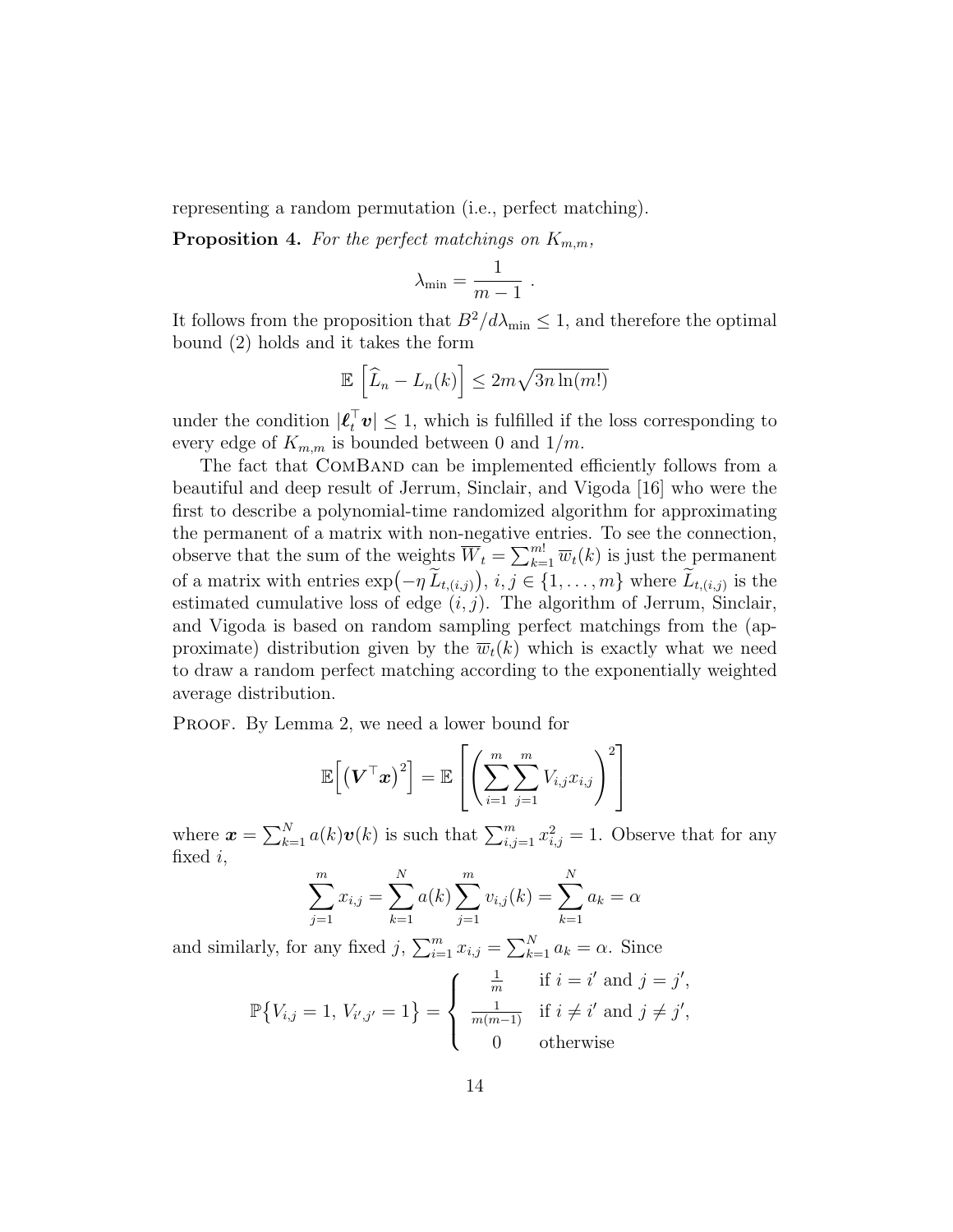representing a random permutation (i.e., perfect matching).

**Proposition 4.** *For the perfect matchings on $K_{m,m}$,*

$$\lambda_{\min} = \frac{1}{m-1} \ .$$

It follows from the proposition that $B^2/d\lambda_{\min} \leq 1$, and therefore the optimal bound (2) holds and it takes the form

$$\mathbb{E}\left[\widehat{L}_n - L_n(k)\right] \leq 2m\sqrt{3n\ln(m!)}$$

under the condition $|\boldsymbol{\ell}_t^\top \boldsymbol{v}| \leq 1$, which is fulfilled if the loss corresponding to every edge of $K_{m,m}$ is bounded between 0 and $1/m$.

The fact that ComBand can be implemented efficiently follows from a beautiful and deep result of Jerrum, Sinclair, and Vigoda [16] who were the first to describe a polynomial-time randomized algorithm for approximating the permanent of a matrix with non-negative entries. To see the connection, observe that the sum of the weights $\overline{W}_t = \sum_{k=1}^{m!} \overline{w}_t(k)$ is just the permanent of a matrix with entries $\exp\bigl(-\eta \widetilde{L}_{t,(i,j)}\bigr)$, $i,j \in \{1,\dots,m\}$ where $\widetilde{L}_{t,(i,j)}$ is the estimated cumulative loss of edge $(i,j)$. The algorithm of Jerrum, Sinclair, and Vigoda is based on random sampling perfect matchings from the (approximate) distribution given by the $\overline{w}_t(k)$ which is exactly what we need to draw a random perfect matching according to the exponentially weighted average distribution.

Proof. By Lemma 2, we need a lower bound for

$$\mathbb{E}\Bigl[\bigl(\boldsymbol{V}^\top \boldsymbol{x}\bigr)^2\Bigr] = \mathbb{E}\left[\left(\sum_{i=1}^m \sum_{j=1}^m V_{i,j} x_{i,j}\right)^2\right]$$

where $\boldsymbol{x} = \sum_{k=1}^N a(k)\boldsymbol{v}(k)$ is such that $\sum_{i,j=1}^m x_{i,j}^2 = 1$. Observe that for any fixed $i$,

$$\sum_{j=1}^m x_{i,j} = \sum_{k=1}^N a(k) \sum_{j=1}^m v_{i,j}(k) = \sum_{k=1}^N a_k = \alpha$$

and similarly, for any fixed $j$, $\sum_{i=1}^m x_{i,j} = \sum_{k=1}^N a_k = \alpha$. Since

$$\mathbb{P}\bigl\{V_{i,j}=1,\, V_{i',j'}=1\bigr\} = \begin{cases} \frac{1}{m} & \text{if } i=i' \text{ and } j=j', \\ \frac{1}{m(m-1)} & \text{if } i\neq i' \text{ and } j \neq j', \\ 0 & \text{otherwise} \end{cases}$$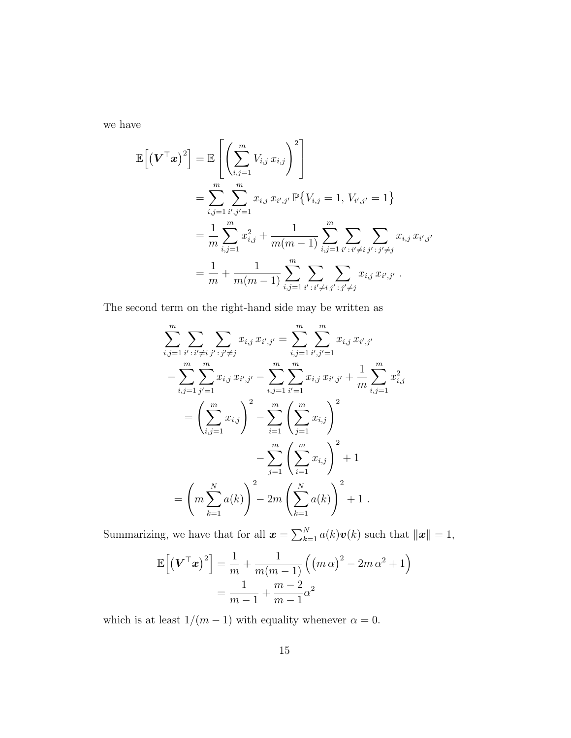we have

$$
\begin{aligned}
\mathbb{E}\Big[\big(\boldsymbol{V}^\top \boldsymbol{x}\big)^2\Big] &= \mathbb{E}\left[\left(\sum_{i,j=1}^m V_{i,j}\, x_{i,j}\right)^2\right] \\
&= \sum_{i,j=1}^m \sum_{i',j'=1}^m x_{i,j}\, x_{i',j'}\, \mathbb{P}\big\{V_{i,j}=1,\, V_{i',j'}=1\big\} \\
&= \frac{1}{m}\sum_{i,j=1}^m x_{i,j}^2 + \frac{1}{m(m-1)} \sum_{i,j=1}^m \sum_{i'\,:\,i'\neq i} \sum_{j'\,:\,j'\neq j} x_{i,j}\, x_{i',j'} \\
&= \frac{1}{m} + \frac{1}{m(m-1)} \sum_{i,j=1}^m \sum_{i'\,:\,i'\neq i} \sum_{j'\,:\,j'\neq j} x_{i,j}\, x_{i',j'}\ .
\end{aligned}
$$

The second term on the right-hand side may be written as

$$
\begin{aligned}
\sum_{i,j=1}^m \sum_{i'\,:\,i'\neq i} \sum_{j'\,:\,j'\neq j} x_{i,j}\, x_{i',j'} &= \sum_{i,j=1}^m \sum_{i',j'=1}^m x_{i,j}\, x_{i',j'} \\
&\quad - \sum_{i,j=1}^m \sum_{j'=1}^m x_{i,j}\, x_{i',j'} - \sum_{i,j=1}^m \sum_{i'=1}^m x_{i,j}\, x_{i',j'} + \frac{1}{m}\sum_{i,j=1}^m x_{i,j}^2 \\
&= \left(\sum_{i,j=1}^m x_{i,j}\right)^2 - \sum_{i=1}^m \left(\sum_{j=1}^m x_{i,j}\right)^2 \\
&\qquad - \sum_{j=1}^m \left(\sum_{i=1}^m x_{i,j}\right)^2 + 1 \\
&= \left(m\sum_{k=1}^N a(k)\right)^2 - 2m\left(\sum_{k=1}^N a(k)\right)^2 + 1\ .
\end{aligned}
$$

Summarizing, we have that for all $\boldsymbol{x} = \sum_{k=1}^N a(k)\boldsymbol{v}(k)$ such that $\|\boldsymbol{x}\| = 1$,

$$
\begin{aligned}
\mathbb{E}\Big[\big(\boldsymbol{V}^\top \boldsymbol{x}\big)^2\Big] &= \frac{1}{m} + \frac{1}{m(m-1)}\Big(\big(m\,\alpha\big)^2 - 2m\,\alpha^2 + 1\Big) \\
&= \frac{1}{m-1} + \frac{m-2}{m-1}\alpha^2
\end{aligned}
$$

which is at least $1/(m-1)$ with equality whenever $\alpha = 0$.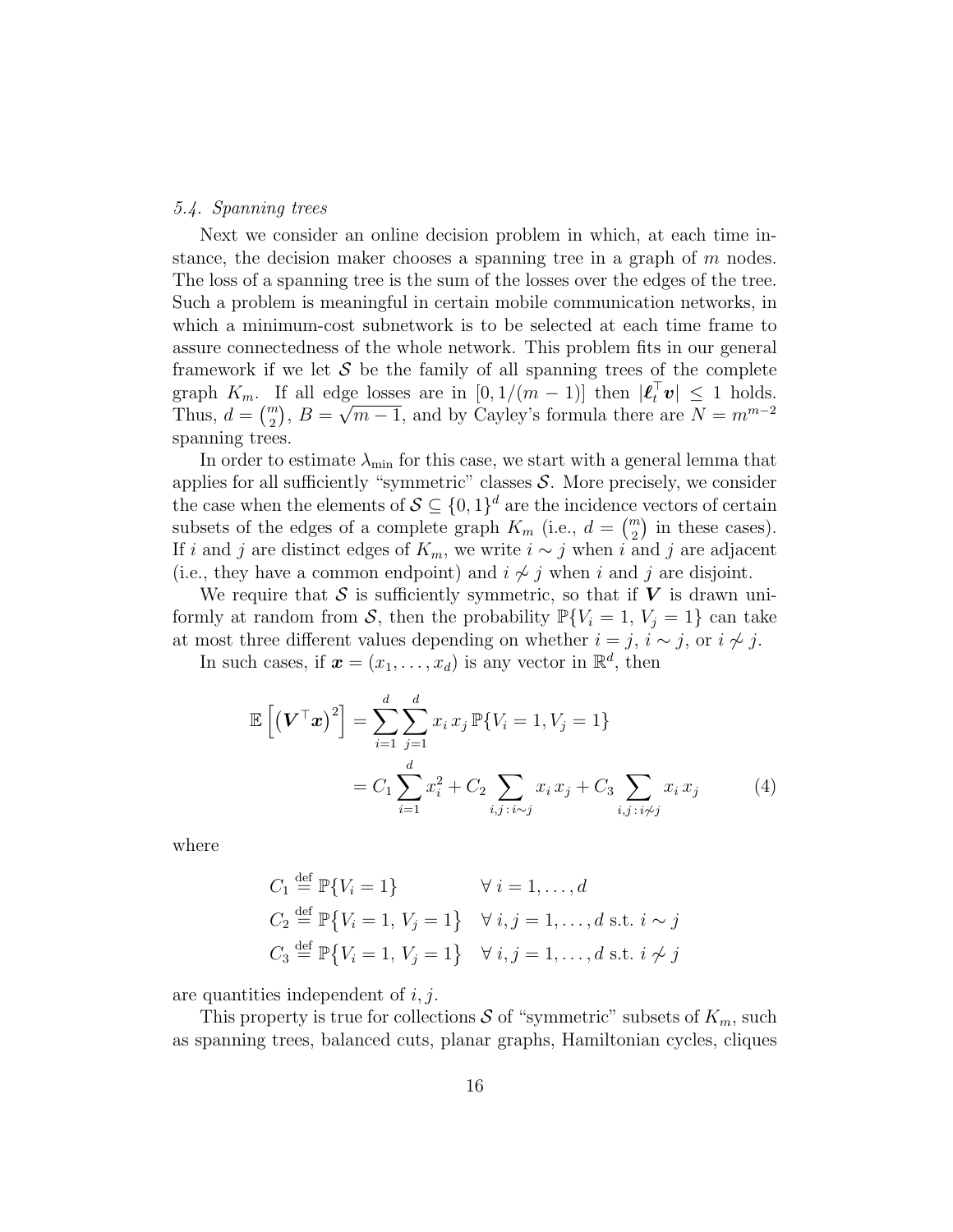### 5.4. Spanning trees

Next we consider an online decision problem in which, at each time instance, the decision maker chooses a spanning tree in a graph of $m$ nodes. The loss of a spanning tree is the sum of the losses over the edges of the tree. Such a problem is meaningful in certain mobile communication networks, in which a minimum-cost subnetwork is to be selected at each time frame to assure connectedness of the whole network. This problem fits in our general framework if we let $\mathcal{S}$ be the family of all spanning trees of the complete graph $K_m$. If all edge losses are in $[0, 1/(m-1)]$ then $|\boldsymbol{\ell}_t^\top \boldsymbol{v}| \leq 1$ holds. Thus, $d = \binom{m}{2}$, $B = \sqrt{m-1}$, and by Cayley's formula there are $N = m^{m-2}$ spanning trees.

In order to estimate $\lambda_{\min}$ for this case, we start with a general lemma that applies for all sufficiently "symmetric" classes $\mathcal{S}$. More precisely, we consider the case when the elements of $\mathcal{S} \subseteq \{0,1\}^d$ are the incidence vectors of certain subsets of the edges of a complete graph $K_m$ (i.e., $d = \binom{m}{2}$ in these cases). If $i$ and $j$ are distinct edges of $K_m$, we write $i \sim j$ when $i$ and $j$ are adjacent (i.e., they have a common endpoint) and $i \not\sim j$ when $i$ and $j$ are disjoint.

We require that $\mathcal{S}$ is sufficiently symmetric, so that if $\boldsymbol{V}$ is drawn uniformly at random from $\mathcal{S}$, then the probability $\mathbb{P}\{V_i = 1, V_j = 1\}$ can take at most three different values depending on whether $i = j$, $i \sim j$, or $i \not\sim j$.

In such cases, if $\boldsymbol{x} = (x_1, \ldots, x_d)$ is any vector in $\mathbb{R}^d$, then

$$
\begin{aligned}
\mathbb{E}\left[\left(\boldsymbol{V}^\top \boldsymbol{x}\right)^2\right] &= \sum_{i=1}^{d}\sum_{j=1}^{d} x_i\, x_j\, \mathbb{P}\{V_i = 1, V_j = 1\} \\
&= C_1 \sum_{i=1}^{d} x_i^2 + C_2 \sum_{i,j\,:\,i\sim j} x_i\, x_j + C_3 \sum_{i,j\,:\,i\not\sim j} x_i\, x_j \qquad (4)
\end{aligned}
$$

where

$$
\begin{aligned}
C_1 &\stackrel{\text{def}}{=} \mathbb{P}\{V_i = 1\} && \forall\, i = 1, \ldots, d \\
C_2 &\stackrel{\text{def}}{=} \mathbb{P}\{V_i = 1,\, V_j = 1\} && \forall\, i, j = 1, \ldots, d \text{ s.t. } i \sim j \\
C_3 &\stackrel{\text{def}}{=} \mathbb{P}\{V_i = 1,\, V_j = 1\} && \forall\, i, j = 1, \ldots, d \text{ s.t. } i \not\sim j
\end{aligned}
$$

are quantities independent of $i, j$.

This property is true for collections $\mathcal{S}$ of "symmetric" subsets of $K_m$, such as spanning trees, balanced cuts, planar graphs, Hamiltonian cycles, cliques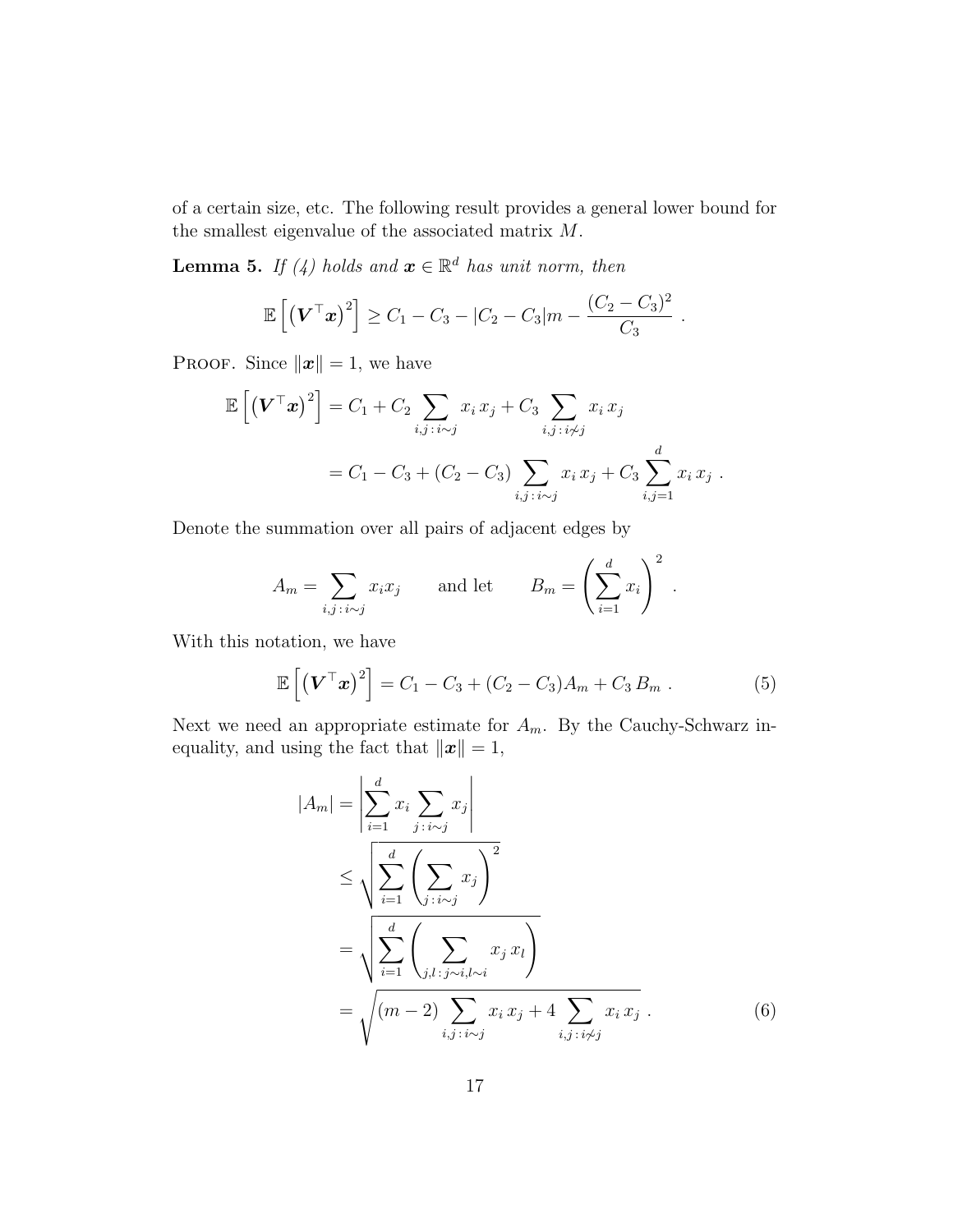of a certain size, etc. The following result provides a general lower bound for the smallest eigenvalue of the associated matrix $M$.

**Lemma 5.** *If (4) holds and $\boldsymbol{x} \in \mathbb{R}^d$ has unit norm, then*

$$\mathbb{E}\left[\left(\boldsymbol{V}^\top \boldsymbol{x}\right)^2\right] \geq C_1 - C_3 - |C_2 - C_3| m - \frac{(C_2 - C_3)^2}{C_3} \ .$$

Proof. Since $\|\boldsymbol{x}\| = 1$, we have

$$\begin{aligned}
\mathbb{E}\left[\left(\boldsymbol{V}^\top \boldsymbol{x}\right)^2\right] &= C_1 + C_2 \sum_{i,j \,:\, i \sim j} x_i \, x_j + C_3 \sum_{i,j \,:\, i \not\sim j} x_i \, x_j \\
&= C_1 - C_3 + (C_2 - C_3) \sum_{i,j \,:\, i \sim j} x_i \, x_j + C_3 \sum_{i,j=1}^{d} x_i \, x_j \ .
\end{aligned}$$

Denote the summation over all pairs of adjacent edges by

$$A_m = \sum_{i,j \,:\, i \sim j} x_i x_j \qquad \text{and let} \qquad B_m = \left(\sum_{i=1}^{d} x_i\right)^2 \ .$$

With this notation, we have

$$\mathbb{E}\left[\left(\boldsymbol{V}^\top \boldsymbol{x}\right)^2\right] = C_1 - C_3 + (C_2 - C_3) A_m + C_3 \, B_m \ . \tag{5}$$

Next we need an appropriate estimate for $A_m$. By the Cauchy-Schwarz inequality, and using the fact that $\|\boldsymbol{x}\| = 1$,

$$\begin{aligned}
|A_m| &= \left| \sum_{i=1}^{d} x_i \sum_{j \,:\, i \sim j} x_j \right| \\
&\leq \sqrt{\sum_{i=1}^{d} \left( \sum_{j \,:\, i \sim j} x_j \right)^2} \\
&= \sqrt{\sum_{i=1}^{d} \left( \sum_{j,l \,:\, j \sim i, l \sim i} x_j \, x_l \right)} \\
&= \sqrt{(m-2) \sum_{i,j \,:\, i \sim j} x_i \, x_j + 4 \sum_{i,j \,:\, i \not\sim j} x_i \, x_j} \ .
\end{aligned} \tag{6}$$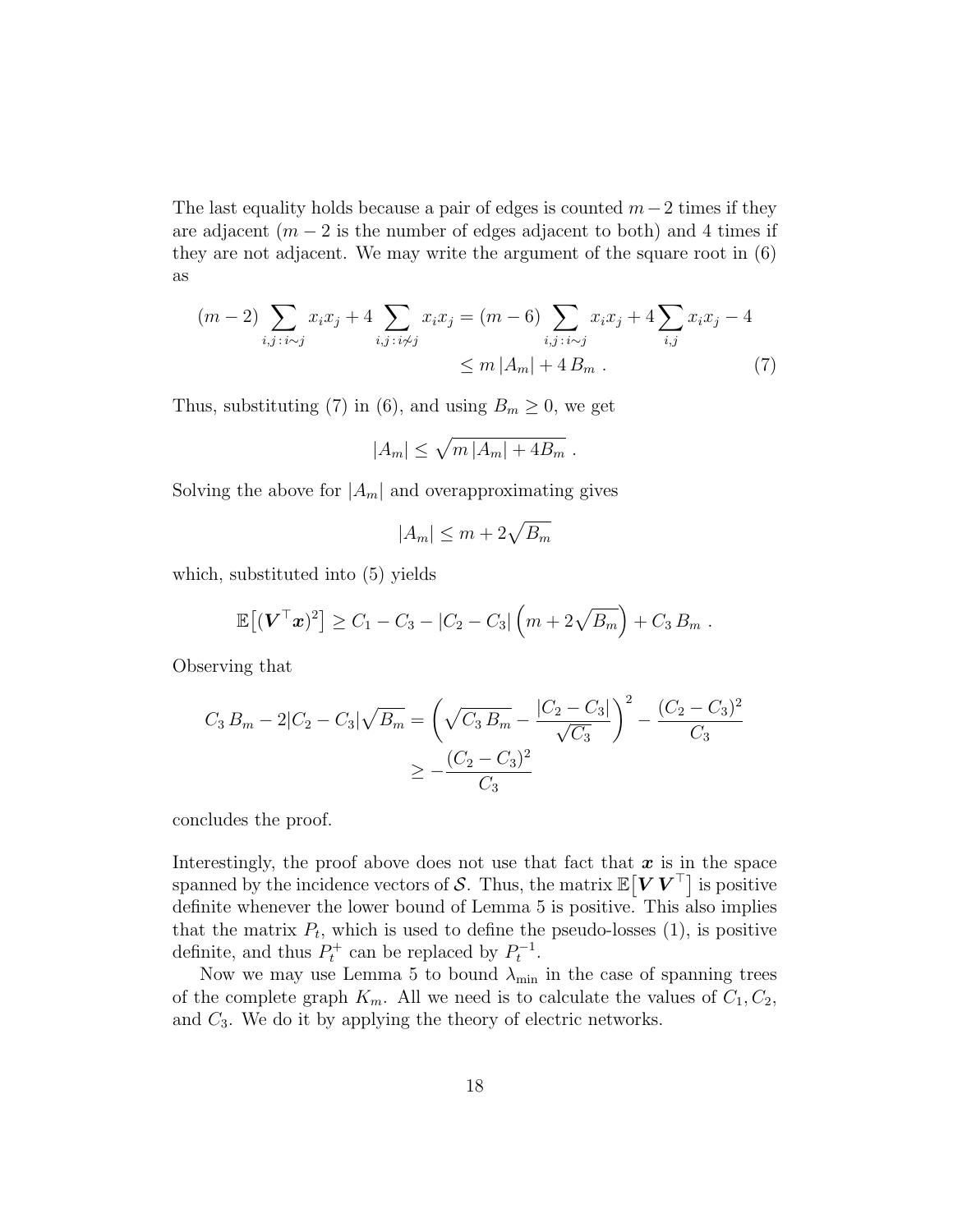The last equality holds because a pair of edges is counted $m-2$ times if they are adjacent ($m-2$ is the number of edges adjacent to both) and 4 times if they are not adjacent. We may write the argument of the square root in (6) as

$$
\begin{aligned}
(m-2)\sum_{i,j\,:\,i\sim j} x_i x_j + 4\sum_{i,j\,:\,i\not\sim j} x_i x_j &= (m-6)\sum_{i,j\,:\,i\sim j} x_i x_j + 4\sum_{i,j} x_i x_j - 4 \\
&\le m\,|A_m| + 4\,B_m\ . \qquad (7)
\end{aligned}
$$

Thus, substituting (7) in (6), and using $B_m \ge 0$, we get

$$
|A_m| \le \sqrt{m\,|A_m| + 4B_m}\ .
$$

Solving the above for $|A_m|$ and overapproximating gives

$$
|A_m| \le m + 2\sqrt{B_m}
$$

which, substituted into (5) yields

$$
\mathbb{E}\big[(\boldsymbol{V}^\top \boldsymbol{x})^2\big] \ge C_1 - C_3 - |C_2 - C_3|\left(m + 2\sqrt{B_m}\right) + C_3\,B_m\ .
$$

Observing that

$$
\begin{aligned}
C_3\,B_m - 2|C_2 - C_3|\sqrt{B_m} &= \left(\sqrt{C_3\,B_m} - \frac{|C_2 - C_3|}{\sqrt{C_3}}\right)^2 - \frac{(C_2 - C_3)^2}{C_3} \\
&\ge -\frac{(C_2 - C_3)^2}{C_3}
\end{aligned}
$$

concludes the proof.

Interestingly, the proof above does not use that fact that $\boldsymbol{x}$ is in the space spanned by the incidence vectors of $\mathcal{S}$. Thus, the matrix $\mathbb{E}\big[\boldsymbol{V}\,\boldsymbol{V}^\top\big]$ is positive definite whenever the lower bound of Lemma 5 is positive. This also implies that the matrix $P_t$, which is used to define the pseudo-losses (1), is positive definite, and thus $P_t^+$ can be replaced by $P_t^{-1}$.

Now we may use Lemma 5 to bound $\lambda_{\min}$ in the case of spanning trees of the complete graph $K_m$. All we need is to calculate the values of $C_1, C_2,$ and $C_3$. We do it by applying the theory of electric networks.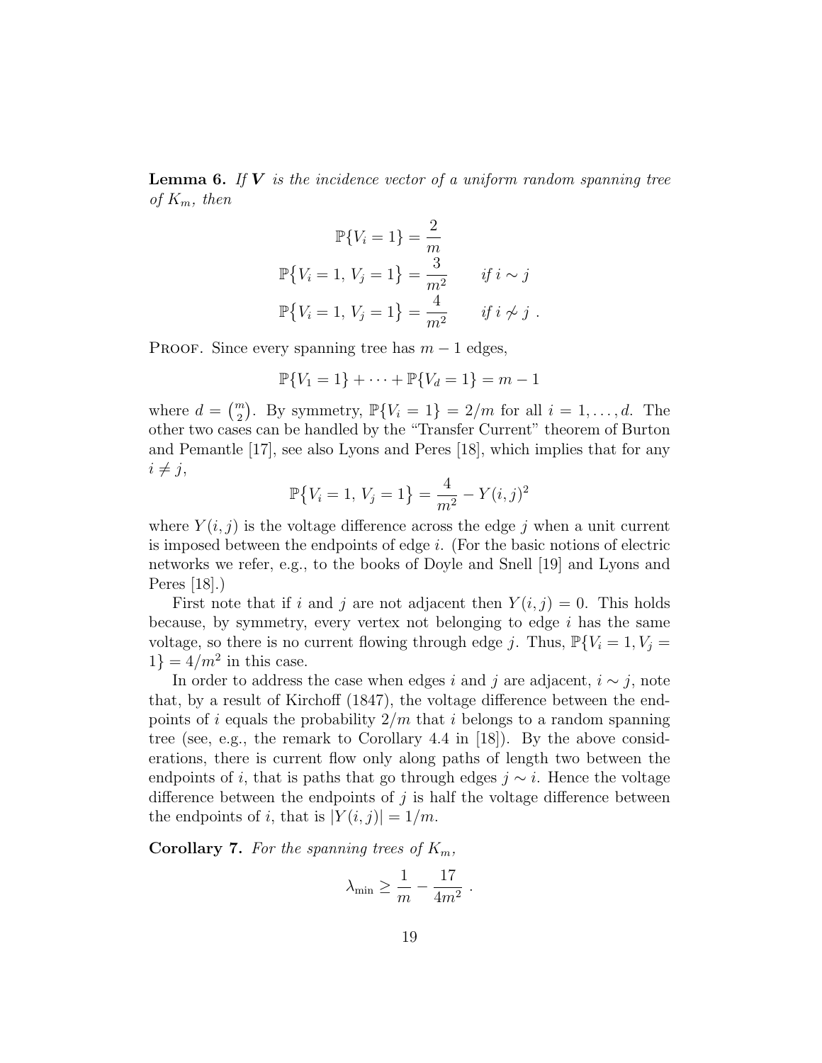**Lemma 6.** *If $\boldsymbol{V}$ is the incidence vector of a uniform random spanning tree of $K_m$, then*

$$
\begin{aligned}
\mathbb{P}\{V_i = 1\} &= \frac{2}{m} \\
\mathbb{P}\{V_i = 1, V_j = 1\} &= \frac{3}{m^2} \qquad \text{if } i \sim j \\
\mathbb{P}\{V_i = 1, V_j = 1\} &= \frac{4}{m^2} \qquad \text{if } i \not\sim j \ .
\end{aligned}
$$

Proof. Since every spanning tree has $m-1$ edges,

$$
\mathbb{P}\{V_1 = 1\} + \cdots + \mathbb{P}\{V_d = 1\} = m - 1
$$

where $d = \binom{m}{2}$. By symmetry, $\mathbb{P}\{V_i = 1\} = 2/m$ for all $i = 1, \ldots, d$. The other two cases can be handled by the "Transfer Current" theorem of Burton and Pemantle [17], see also Lyons and Peres [18], which implies that for any $i \neq j$,

$$
\mathbb{P}\{V_i = 1, V_j = 1\} = \frac{4}{m^2} - Y(i,j)^2
$$

where $Y(i,j)$ is the voltage difference across the edge $j$ when a unit current is imposed between the endpoints of edge $i$. (For the basic notions of electric networks we refer, e.g., to the books of Doyle and Snell [19] and Lyons and Peres [18].)

First note that if $i$ and $j$ are not adjacent then $Y(i,j) = 0$. This holds because, by symmetry, every vertex not belonging to edge $i$ has the same voltage, so there is no current flowing through edge $j$. Thus, $\mathbb{P}\{V_i = 1, V_j = 1\} = 4/m^2$ in this case.

In order to address the case when edges $i$ and $j$ are adjacent, $i \sim j$, note that, by a result of Kirchoff (1847), the voltage difference between the endpoints of $i$ equals the probability $2/m$ that $i$ belongs to a random spanning tree (see, e.g., the remark to Corollary 4.4 in [18]). By the above considerations, there is current flow only along paths of length two between the endpoints of $i$, that is paths that go through edges $j \sim i$. Hence the voltage difference between the endpoints of $j$ is half the voltage difference between the endpoints of $i$, that is $|Y(i,j)| = 1/m$.

**Corollary 7.** *For the spanning trees of $K_m$,*

$$
\lambda_{\min} \geq \frac{1}{m} - \frac{17}{4m^2} \ .
$$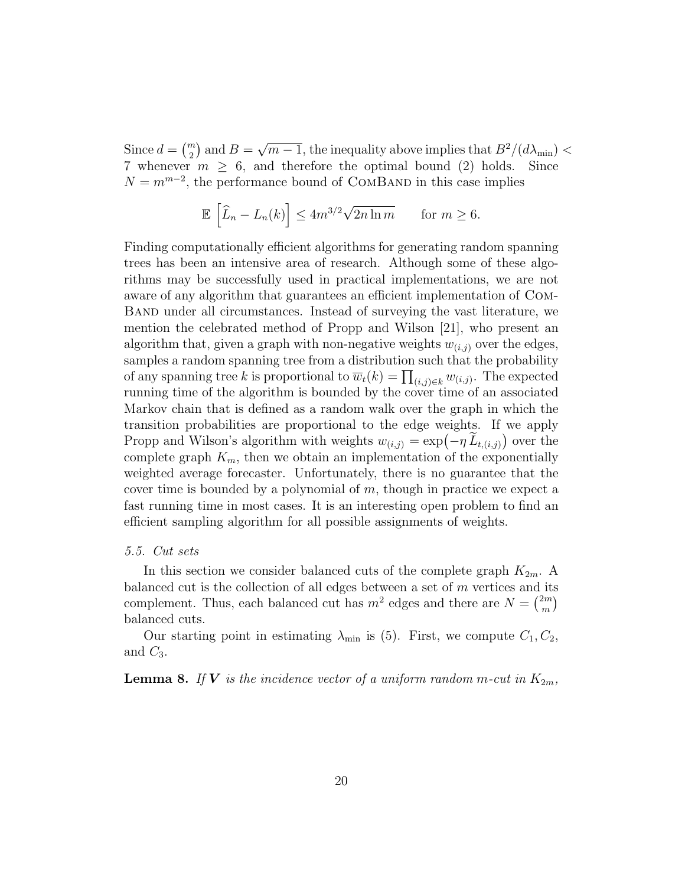Since $d = \binom{m}{2}$ and $B = \sqrt{m-1}$, the inequality above implies that $B^2/(d\lambda_{\min}) < 7$ whenever $m \geq 6$, and therefore the optimal bound (2) holds. Since $N = m^{m-2}$, the performance bound of ComBand in this case implies

$$\mathbb{E}\left[\widehat{L}_n - L_n(k)\right] \leq 4m^{3/2}\sqrt{2n \ln m} \qquad \text{for } m \geq 6.$$

Finding computationally efficient algorithms for generating random spanning trees has been an intensive area of research. Although some of these algorithms may be successfully used in practical implementations, we are not aware of any algorithm that guarantees an efficient implementation of ComBand under all circumstances. Instead of surveying the vast literature, we mention the celebrated method of Propp and Wilson [21], who present an algorithm that, given a graph with non-negative weights $w_{(i,j)}$ over the edges, samples a random spanning tree from a distribution such that the probability of any spanning tree $k$ is proportional to $\overline{w}_t(k) = \prod_{(i,j)\in k} w_{(i,j)}$. The expected running time of the algorithm is bounded by the cover time of an associated Markov chain that is defined as a random walk over the graph in which the transition probabilities are proportional to the edge weights. If we apply Propp and Wilson's algorithm with weights $w_{(i,j)} = \exp\bigl(-\eta\,\widetilde{L}_{t,(i,j)}\bigr)$ over the complete graph $K_m$, then we obtain an implementation of the exponentially weighted average forecaster. Unfortunately, there is no guarantee that the cover time is bounded by a polynomial of $m$, though in practice we expect a fast running time in most cases. It is an interesting open problem to find an efficient sampling algorithm for all possible assignments of weights.

### 5.5. Cut sets

In this section we consider balanced cuts of the complete graph $K_{2m}$. A balanced cut is the collection of all edges between a set of $m$ vertices and its complement. Thus, each balanced cut has $m^2$ edges and there are $N = \binom{2m}{m}$ balanced cuts.

Our starting point in estimating $\lambda_{\min}$ is (5). First, we compute $C_1, C_2$, and $C_3$.

**Lemma 8.** *If $\boldsymbol{V}$ is the incidence vector of a uniform random $m$-cut in $K_{2m}$,*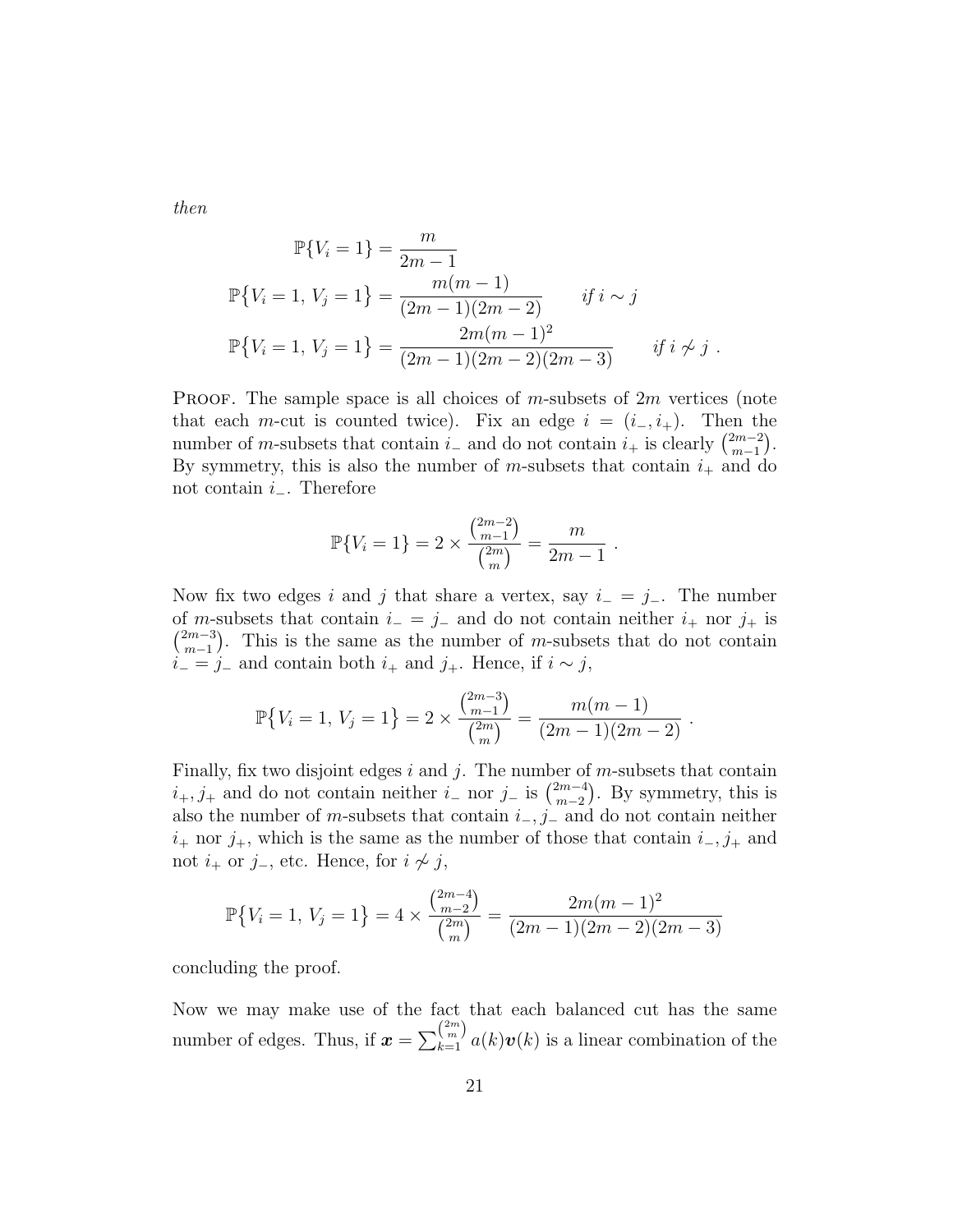*then*

$$
\begin{aligned}
\mathbb{P}\{V_i = 1\} &= \frac{m}{2m-1} \\
\mathbb{P}\big\{V_i = 1,\, V_j = 1\big\} &= \frac{m(m-1)}{(2m-1)(2m-2)} \qquad \textit{if } i \sim j \\
\mathbb{P}\big\{V_i = 1,\, V_j = 1\big\} &= \frac{2m(m-1)^2}{(2m-1)(2m-2)(2m-3)} \qquad \textit{if } i \not\sim j\ .
\end{aligned}
$$

Proof. The sample space is all choices of $m$-subsets of $2m$ vertices (note that each $m$-cut is counted twice). Fix an edge $i = (i_-, i_+)$. Then the number of $m$-subsets that contain $i_-$ and do not contain $i_+$ is clearly $\binom{2m-2}{m-1}$. By symmetry, this is also the number of $m$-subsets that contain $i_+$ and do not contain $i_-$. Therefore

$$
\mathbb{P}\{V_i = 1\} = 2 \times \frac{\binom{2m-2}{m-1}}{\binom{2m}{m}} = \frac{m}{2m-1}\ .
$$

Now fix two edges $i$ and $j$ that share a vertex, say $i_- = j_-$. The number of $m$-subsets that contain $i_- = j_-$ and do not contain neither $i_+$ nor $j_+$ is $\binom{2m-3}{m-1}$. This is the same as the number of $m$-subsets that do not contain $i_- = j_-$ and contain both $i_+$ and $j_+$. Hence, if $i \sim j$,

$$
\mathbb{P}\big\{V_i = 1,\, V_j = 1\big\} = 2 \times \frac{\binom{2m-3}{m-1}}{\binom{2m}{m}} = \frac{m(m-1)}{(2m-1)(2m-2)}\ .
$$

Finally, fix two disjoint edges $i$ and $j$. The number of $m$-subsets that contain $i_+, j_+$ and do not contain neither $i_-$ nor $j_-$ is $\binom{2m-4}{m-2}$. By symmetry, this is also the number of $m$-subsets that contain $i_-, j_-$ and do not contain neither $i_+$ nor $j_+$, which is the same as the number of those that contain $i_-, j_+$ and not $i_+$ or $j_-$, etc. Hence, for $i \not\sim j$,

$$
\mathbb{P}\big\{V_i = 1,\, V_j = 1\big\} = 4 \times \frac{\binom{2m-4}{m-2}}{\binom{2m}{m}} = \frac{2m(m-1)^2}{(2m-1)(2m-2)(2m-3)}
$$

concluding the proof.

Now we may make use of the fact that each balanced cut has the same number of edges. Thus, if $\boldsymbol{x} = \sum_{k=1}^{\binom{2m}{m}} a(k)\boldsymbol{v}(k)$ is a linear combination of the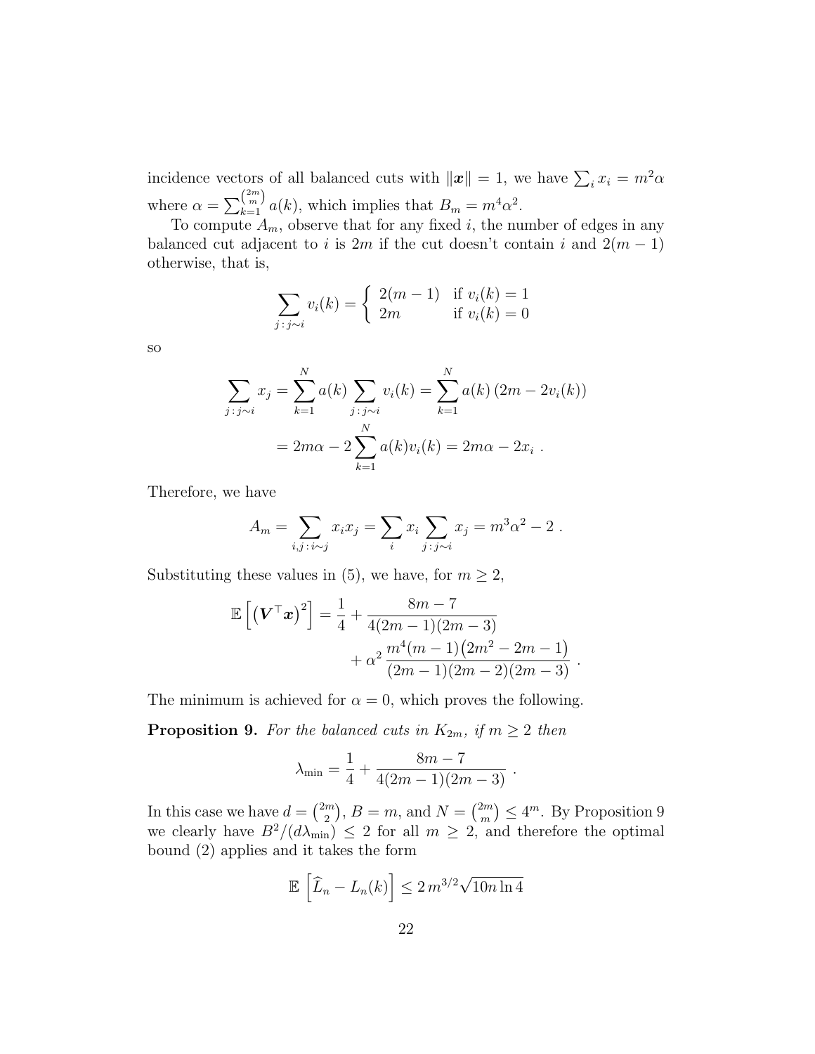incidence vectors of all balanced cuts with $\|\boldsymbol{x}\| = 1$, we have $\sum_i x_i = m^2\alpha$ where $\alpha = \sum_{k=1}^{\binom{2m}{m}} a(k)$, which implies that $B_m = m^4\alpha^2$.

To compute $A_m$, observe that for any fixed $i$, the number of edges in any balanced cut adjacent to $i$ is $2m$ if the cut doesn't contain $i$ and $2(m-1)$ otherwise, that is,

$$\sum_{j\,:\,j\sim i} v_i(k) = \begin{cases} 2(m-1) & \text{if } v_i(k) = 1 \\ 2m & \text{if } v_i(k) = 0 \end{cases}$$

so

$$\begin{aligned} \sum_{j\,:\,j\sim i} x_j &= \sum_{k=1}^{N} a(k) \sum_{j\,:\,j\sim i} v_i(k) = \sum_{k=1}^{N} a(k)\left(2m - 2v_i(k)\right) \\ &= 2m\alpha - 2\sum_{k=1}^{N} a(k) v_i(k) = 2m\alpha - 2x_i \ . \end{aligned}$$

Therefore, we have

$$A_m = \sum_{i,j\,:\,i\sim j} x_i x_j = \sum_i x_i \sum_{j\,:\,j\sim i} x_j = m^3\alpha^2 - 2 \ .$$

Substituting these values in (5), we have, for $m \geq 2$,

$$\begin{aligned} \mathbb{E}\left[\left(\boldsymbol{V}^\top \boldsymbol{x}\right)^2\right] = \frac{1}{4} &+ \frac{8m-7}{4(2m-1)(2m-3)} \\ &+ \alpha^2 \frac{m^4(m-1)\left(2m^2-2m-1\right)}{(2m-1)(2m-2)(2m-3)} \ . \end{aligned}$$

The minimum is achieved for $\alpha = 0$, which proves the following.

**Proposition 9.** *For the balanced cuts in $K_{2m}$, if $m \geq 2$ then*

$$\lambda_{\min} = \frac{1}{4} + \frac{8m-7}{4(2m-1)(2m-3)} \ .$$

In this case we have $d = \binom{2m}{2}$, $B = m$, and $N = \binom{2m}{m} \leq 4^m$. By Proposition 9 we clearly have $B^2/(d\lambda_{\min}) \leq 2$ for all $m \geq 2$, and therefore the optimal bound (2) applies and it takes the form

$$\mathbb{E}\left[\widehat{L}_n - L_n(k)\right] \leq 2\, m^{3/2}\sqrt{10n\ln 4}$$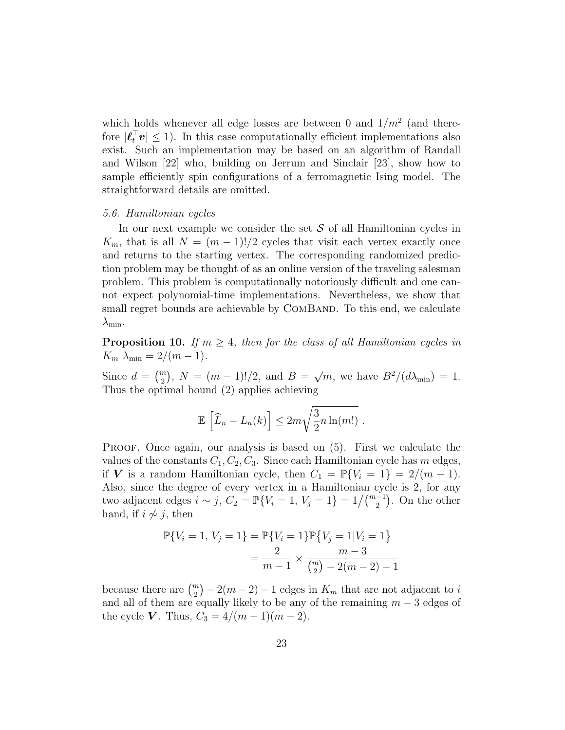which holds whenever all edge losses are between 0 and $1/m^2$ (and therefore $|\boldsymbol{\ell}_t^\top \boldsymbol{v}| \le 1$). In this case computationally efficient implementations also exist. Such an implementation may be based on an algorithm of Randall and Wilson [22] who, building on Jerrum and Sinclair [23], show how to sample efficiently spin configurations of a ferromagnetic Ising model. The straightforward details are omitted.

### *5.6. Hamiltonian cycles*

In our next example we consider the set $\mathcal{S}$ of all Hamiltonian cycles in $K_m$, that is all $N = (m-1)!/2$ cycles that visit each vertex exactly once and returns to the starting vertex. The corresponding randomized prediction problem may be thought of as an online version of the traveling salesman problem. This problem is computationally notoriously difficult and one cannot expect polynomial-time implementations. Nevertheless, we show that small regret bounds are achievable by ComBand. To this end, we calculate $\lambda_{\min}$.

**Proposition 10.** *If $m \ge 4$, then for the class of all Hamiltonian cycles in $K_m$ $\lambda_{\min} = 2/(m-1)$.*

Since $d = \binom{m}{2}$, $N = (m-1)!/2$, and $B = \sqrt{m}$, we have $B^2/(d\lambda_{\min}) = 1$. Thus the optimal bound (2) applies achieving

$$\mathbb{E}\left[\widehat{L}_n - L_n(k)\right] \le 2m\sqrt{\frac{3}{2}n\ln(m!)} \,.$$

Proof. Once again, our analysis is based on (5). First we calculate the values of the constants $C_1, C_2, C_3$. Since each Hamiltonian cycle has $m$ edges, if $\boldsymbol{V}$ is a random Hamiltonian cycle, then $C_1 = \mathbb{P}\{V_i = 1\} = 2/(m-1)$. Also, since the degree of every vertex in a Hamiltonian cycle is 2, for any two adjacent edges $i \sim j$, $C_2 = \mathbb{P}\{V_i = 1, V_j = 1\} = 1/\binom{m-1}{2}$. On the other hand, if $i \not\sim j$, then

$$\begin{aligned}\mathbb{P}\{V_i = 1, V_j = 1\} &= \mathbb{P}\{V_i = 1\}\mathbb{P}\{V_j = 1 | V_i = 1\} \\ &= \frac{2}{m-1} \times \frac{m-3}{\binom{m}{2} - 2(m-2) - 1}\end{aligned}$$

because there are $\binom{m}{2} - 2(m-2) - 1$ edges in $K_m$ that are not adjacent to $i$ and all of them are equally likely to be any of the remaining $m-3$ edges of the cycle $\boldsymbol{V}$. Thus, $C_3 = 4/(m-1)(m-2)$.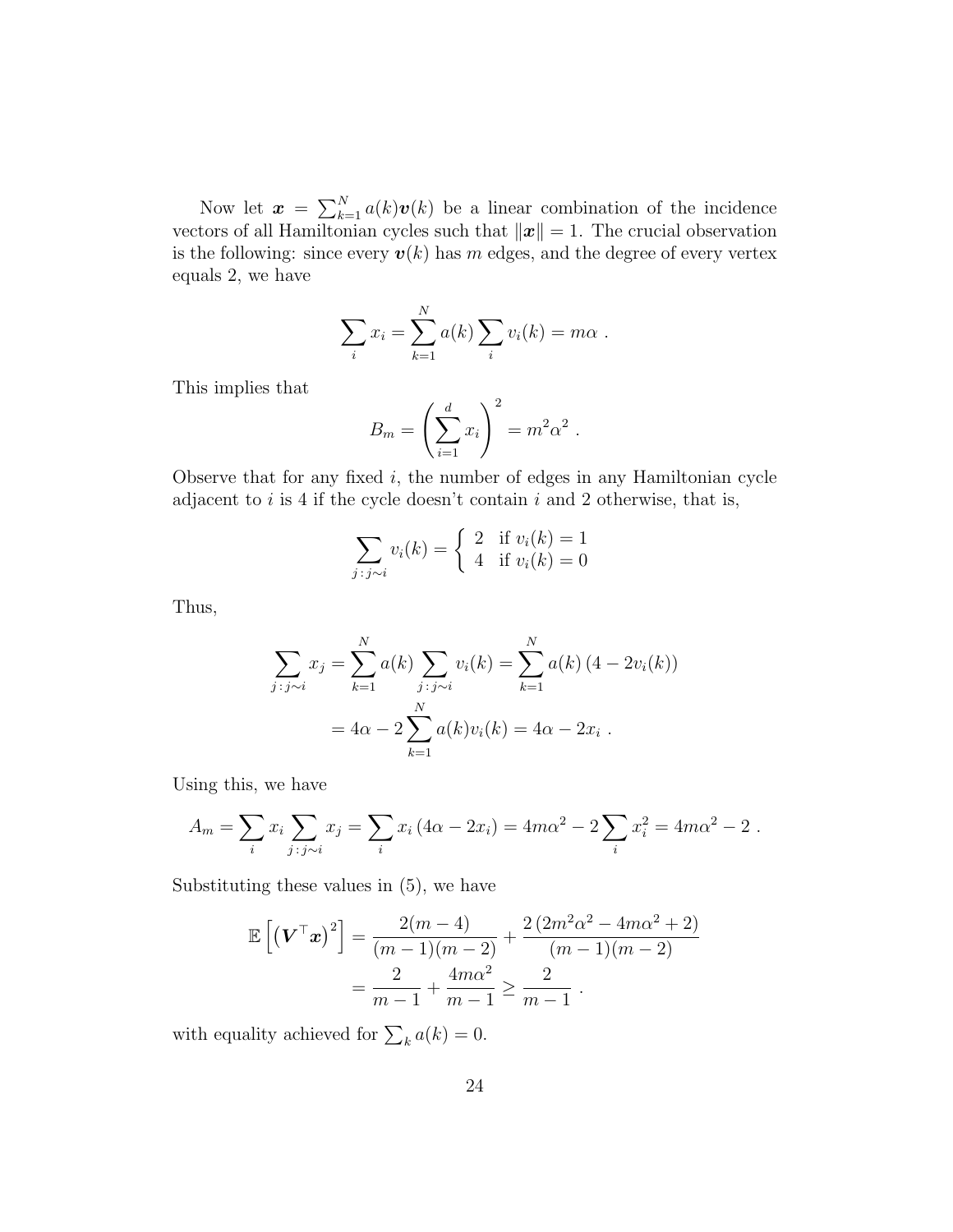Now let $\boldsymbol{x} = \sum_{k=1}^{N} a(k)\boldsymbol{v}(k)$ be a linear combination of the incidence vectors of all Hamiltonian cycles such that $\|\boldsymbol{x}\| = 1$. The crucial observation is the following: since every $\boldsymbol{v}(k)$ has $m$ edges, and the degree of every vertex equals 2, we have

$$\sum_i x_i = \sum_{k=1}^{N} a(k) \sum_i v_i(k) = m\alpha \ .$$

This implies that

$$B_m = \left( \sum_{i=1}^{d} x_i \right)^2 = m^2\alpha^2 \ .$$

Observe that for any fixed $i$, the number of edges in any Hamiltonian cycle adjacent to $i$ is 4 if the cycle doesn't contain $i$ and 2 otherwise, that is,

$$\sum_{j\,:\, j\sim i} v_i(k) = \left\{ \begin{array}{ll} 2 & \text{if } v_i(k) = 1 \\ 4 & \text{if } v_i(k) = 0 \end{array} \right.$$

Thus,

$$\begin{aligned}
\sum_{j\,:\, j\sim i} x_j &= \sum_{k=1}^{N} a(k) \sum_{j\,:\, j\sim i} v_i(k) = \sum_{k=1}^{N} a(k) \left(4 - 2v_i(k)\right) \\
&= 4\alpha - 2\sum_{k=1}^{N} a(k)v_i(k) = 4\alpha - 2x_i \ .
\end{aligned}$$

Using this, we have

$$A_m = \sum_i x_i \sum_{j\,:\, j\sim i} x_j = \sum_i x_i \left(4\alpha - 2x_i\right) = 4m\alpha^2 - 2\sum_i x_i^2 = 4m\alpha^2 - 2 \ .$$

Substituting these values in (5), we have

$$\begin{aligned}
\mathbb{E}\left[ \left(\boldsymbol{V}^\top \boldsymbol{x}\right)^2 \right] &= \frac{2(m-4)}{(m-1)(m-2)} + \frac{2\left(2m^2\alpha^2 - 4m\alpha^2 + 2\right)}{(m-1)(m-2)} \\
&= \frac{2}{m-1} + \frac{4m\alpha^2}{m-1} \geq \frac{2}{m-1} \ .
\end{aligned}$$

with equality achieved for $\sum_k a(k) = 0$.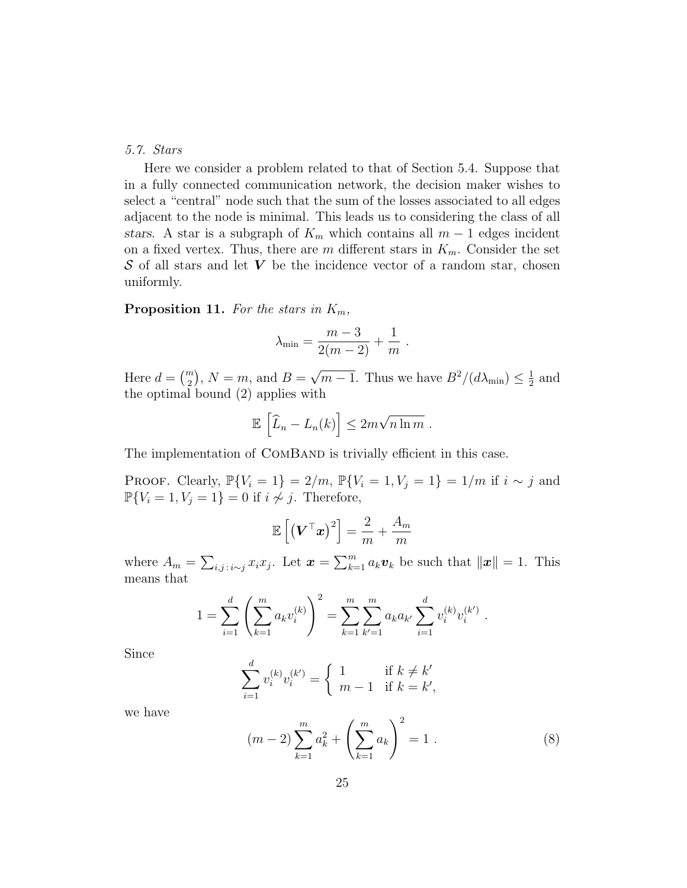*5.7. Stars*

Here we consider a problem related to that of Section 5.4. Suppose that in a fully connected communication network, the decision maker wishes to select a "central" node such that the sum of the losses associated to all edges adjacent to the node is minimal. This leads us to considering the class of all *stars*. A star is a subgraph of $K_m$ which contains all $m-1$ edges incident on a fixed vertex. Thus, there are $m$ different stars in $K_m$. Consider the set $\mathcal{S}$ of all stars and let $\boldsymbol{V}$ be the incidence vector of a random star, chosen uniformly.

**Proposition 11.** *For the stars in $K_m$,*

$$\lambda_{\min} = \frac{m-3}{2(m-2)} + \frac{1}{m} \ .$$

Here $d = \binom{m}{2}$, $N = m$, and $B = \sqrt{m-1}$. Thus we have $B^2/(d\lambda_{\min}) \le \frac{1}{2}$ and the optimal bound (2) applies with

$$\mathbb{E}\left[\widehat{L}_n - L_n(k)\right] \le 2m\sqrt{n \ln m} \ .$$

The implementation of ComBand is trivially efficient in this case.

Proof. Clearly, $\mathbb{P}\{V_i = 1\} = 2/m$, $\mathbb{P}\{V_i = 1, V_j = 1\} = 1/m$ if $i \sim j$ and $\mathbb{P}\{V_i = 1, V_j = 1\} = 0$ if $i \not\sim j$. Therefore,

$$\mathbb{E}\left[\left(\boldsymbol{V}^\top \boldsymbol{x}\right)^2\right] = \frac{2}{m} + \frac{A_m}{m}$$

where $A_m = \sum_{i,j \,:\, i \sim j} x_i x_j$. Let $\boldsymbol{x} = \sum_{k=1}^m a_k \boldsymbol{v}_k$ be such that $\|\boldsymbol{x}\| = 1$. This means that

$$1 = \sum_{i=1}^d \left(\sum_{k=1}^m a_k v_i^{(k)}\right)^2 = \sum_{k=1}^m \sum_{k'=1}^m a_k a_{k'} \sum_{i=1}^d v_i^{(k)} v_i^{(k')} \ .$$

Since

$$\sum_{i=1}^d v_i^{(k)} v_i^{(k')} = \begin{cases} 1 & \text{if } k \ne k' \\ m-1 & \text{if } k = k', \end{cases}$$

we have

$$(m-2)\sum_{k=1}^m a_k^2 + \left(\sum_{k=1}^m a_k\right)^2 = 1 \ . \tag{8}$$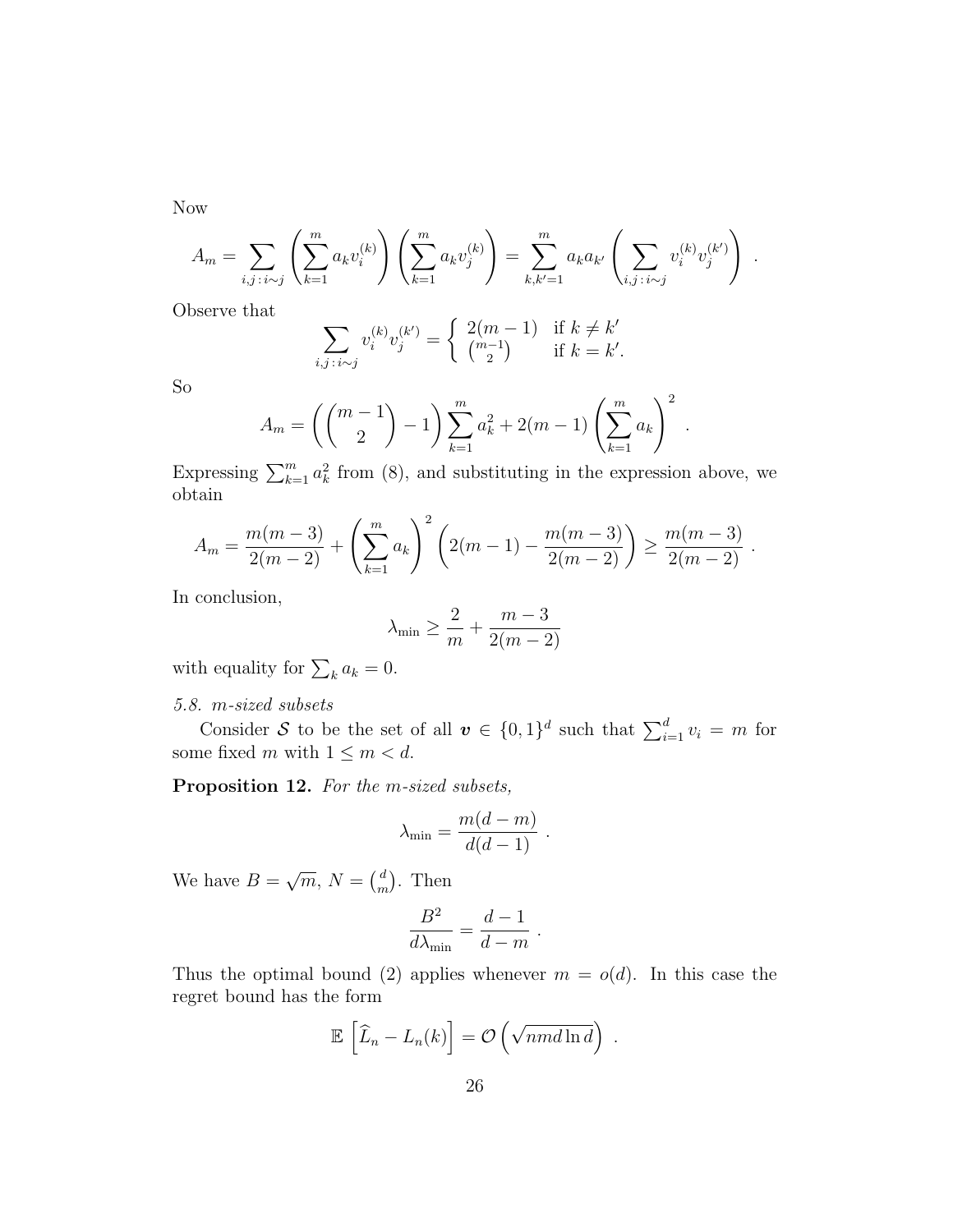Now

$$A_m = \sum_{i,j\,:\,i\sim j} \left( \sum_{k=1}^m a_k v_i^{(k)} \right) \left( \sum_{k=1}^m a_k v_j^{(k)} \right) = \sum_{k,k'=1}^m a_k a_{k'} \left( \sum_{i,j\,:\,i\sim j} v_i^{(k)} v_j^{(k')} \right) .$$

Observe that

$$\sum_{i,j\,:\,i\sim j} v_i^{(k)} v_j^{(k')} = \begin{cases} 2(m-1) & \text{if } k \neq k' \\ \binom{m-1}{2} & \text{if } k = k'. \end{cases}$$

So

$$A_m = \left( \binom{m-1}{2} - 1 \right) \sum_{k=1}^m a_k^2 + 2(m-1) \left( \sum_{k=1}^m a_k \right)^2 .$$

Expressing $\sum_{k=1}^m a_k^2$ from (8), and substituting in the expression above, we obtain

$$A_m = \frac{m(m-3)}{2(m-2)} + \left( \sum_{k=1}^m a_k \right)^2 \left( 2(m-1) - \frac{m(m-3)}{2(m-2)} \right) \geq \frac{m(m-3)}{2(m-2)} .$$

In conclusion,

$$\lambda_{\min} \geq \frac{2}{m} + \frac{m-3}{2(m-2)}$$

with equality for $\sum_k a_k = 0$.

*5.8. m-sized subsets*

Consider $\mathcal{S}$ to be the set of all $\boldsymbol{v} \in \{0,1\}^d$ such that $\sum_{i=1}^d v_i = m$ for some fixed $m$ with $1 \leq m < d$.

**Proposition 12.** *For the m-sized subsets,*

$$\lambda_{\min} = \frac{m(d-m)}{d(d-1)} .$$

We have $B = \sqrt{m}$, $N = \binom{d}{m}$. Then

$$\frac{B^2}{d\lambda_{\min}} = \frac{d-1}{d-m} .$$

Thus the optimal bound (2) applies whenever $m = o(d)$. In this case the regret bound has the form

$$\mathbb{E}\left[ \widehat{L}_n - L_n(k) \right] = \mathcal{O}\left( \sqrt{nmd \ln d} \right) .$$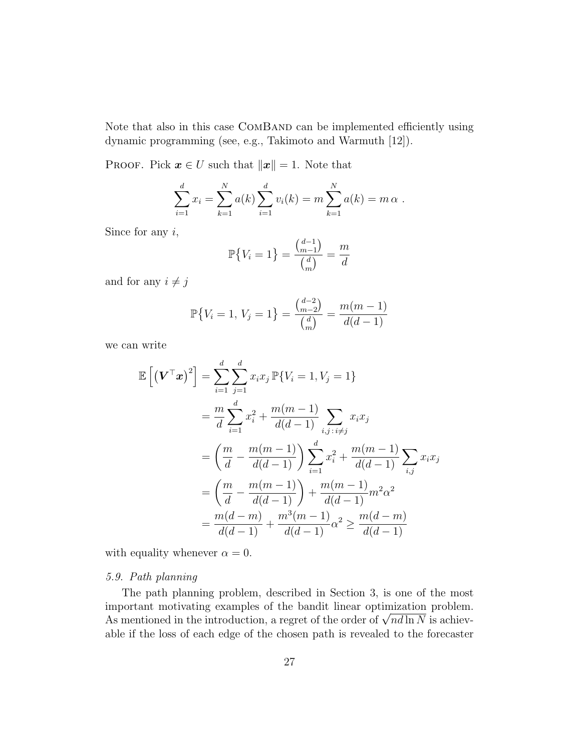Note that also in this case ComBand can be implemented efficiently using dynamic programming (see, e.g., Takimoto and Warmuth [12]).

Proof. Pick $\boldsymbol{x} \in U$ such that $\|\boldsymbol{x}\| = 1$. Note that

$$\sum_{i=1}^{d} x_i = \sum_{k=1}^{N} a(k) \sum_{i=1}^{d} v_i(k) = m \sum_{k=1}^{N} a(k) = m\,\alpha\ .$$

Since for any $i$,

$$\mathbb{P}\{V_i = 1\} = \frac{\binom{d-1}{m-1}}{\binom{d}{m}} = \frac{m}{d}$$

and for any $i \neq j$

$$\mathbb{P}\{V_i = 1,\, V_j = 1\} = \frac{\binom{d-2}{m-2}}{\binom{d}{m}} = \frac{m(m-1)}{d(d-1)}$$

we can write

$$\begin{aligned}
\mathbb{E}\left[\left(\boldsymbol{V}^\top \boldsymbol{x}\right)^2\right] &= \sum_{i=1}^{d}\sum_{j=1}^{d} x_i x_j\, \mathbb{P}\{V_i = 1, V_j = 1\} \\
&= \frac{m}{d}\sum_{i=1}^{d} x_i^2 + \frac{m(m-1)}{d(d-1)} \sum_{i,j\,:\,i\neq j} x_i x_j \\
&= \left(\frac{m}{d} - \frac{m(m-1)}{d(d-1)}\right)\sum_{i=1}^{d} x_i^2 + \frac{m(m-1)}{d(d-1)}\sum_{i,j} x_i x_j \\
&= \left(\frac{m}{d} - \frac{m(m-1)}{d(d-1)}\right) + \frac{m(m-1)}{d(d-1)} m^2 \alpha^2 \\
&= \frac{m(d-m)}{d(d-1)} + \frac{m^3(m-1)}{d(d-1)}\alpha^2 \geq \frac{m(d-m)}{d(d-1)}
\end{aligned}$$

with equality whenever $\alpha = 0$.

### 5.9. Path planning

The path planning problem, described in Section 3, is one of the most important motivating examples of the bandit linear optimization problem. As mentioned in the introduction, a regret of the order of $\sqrt{nd \ln N}$ is achievable if the loss of each edge of the chosen path is revealed to the forecaster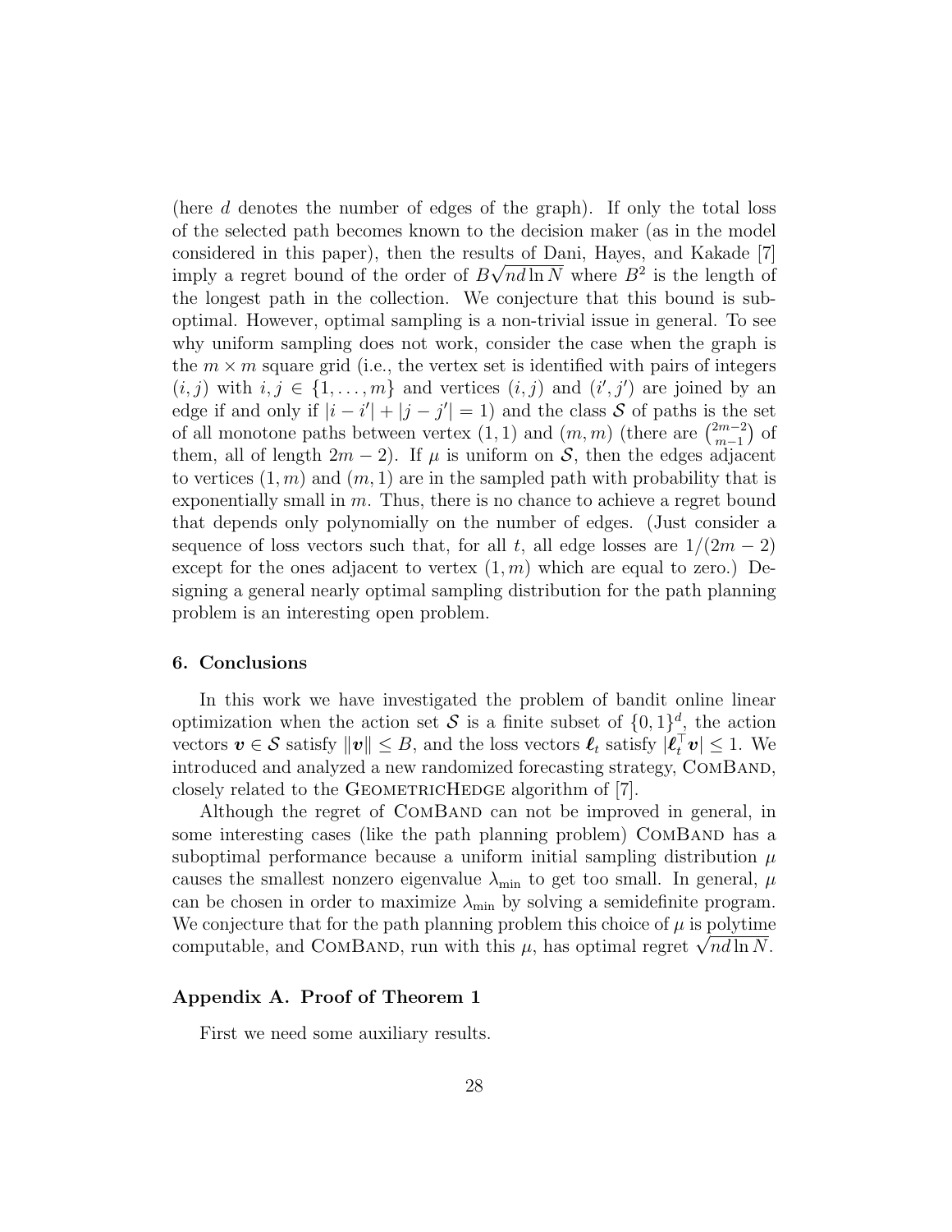(here $d$ denotes the number of edges of the graph). If only the total loss of the selected path becomes known to the decision maker (as in the model considered in this paper), then the results of Dani, Hayes, and Kakade [7] imply a regret bound of the order of $B\sqrt{nd \ln N}$ where $B^2$ is the length of the longest path in the collection. We conjecture that this bound is suboptimal. However, optimal sampling is a non-trivial issue in general. To see why uniform sampling does not work, consider the case when the graph is the $m \times m$ square grid (i.e., the vertex set is identified with pairs of integers $(i, j)$ with $i, j \in \{1, \ldots, m\}$ and vertices $(i, j)$ and $(i', j')$ are joined by an edge if and only if $|i - i'| + |j - j'| = 1$) and the class $\mathcal{S}$ of paths is the set of all monotone paths between vertex $(1, 1)$ and $(m, m)$ (there are $\binom{2m-2}{m-1}$ of them, all of length $2m - 2$). If $\mu$ is uniform on $\mathcal{S}$, then the edges adjacent to vertices $(1, m)$ and $(m, 1)$ are in the sampled path with probability that is exponentially small in $m$. Thus, there is no chance to achieve a regret bound that depends only polynomially on the number of edges. (Just consider a sequence of loss vectors such that, for all $t$, all edge losses are $1/(2m - 2)$ except for the ones adjacent to vertex $(1, m)$ which are equal to zero.) Designing a general nearly optimal sampling distribution for the path planning problem is an interesting open problem.

## 6. Conclusions

In this work we have investigated the problem of bandit online linear optimization when the action set $\mathcal{S}$ is a finite subset of $\{0, 1\}^d$, the action vectors $\boldsymbol{v} \in \mathcal{S}$ satisfy $\|\boldsymbol{v}\| \leq B$, and the loss vectors $\boldsymbol{\ell}_t$ satisfy $|\boldsymbol{\ell}_t^\top \boldsymbol{v}| \leq 1$. We introduced and analyzed a new randomized forecasting strategy, ComBand, closely related to the GeometricHedge algorithm of [7].

Although the regret of ComBand can not be improved in general, in some interesting cases (like the path planning problem) ComBand has a suboptimal performance because a uniform initial sampling distribution $\mu$ causes the smallest nonzero eigenvalue $\lambda_{\min}$ to get too small. In general, $\mu$ can be chosen in order to maximize $\lambda_{\min}$ by solving a semidefinite program. We conjecture that for the path planning problem this choice of $\mu$ is polytime computable, and ComBand, run with this $\mu$, has optimal regret $\sqrt{nd \ln N}$.

## Appendix A. Proof of Theorem 1

First we need some auxiliary results.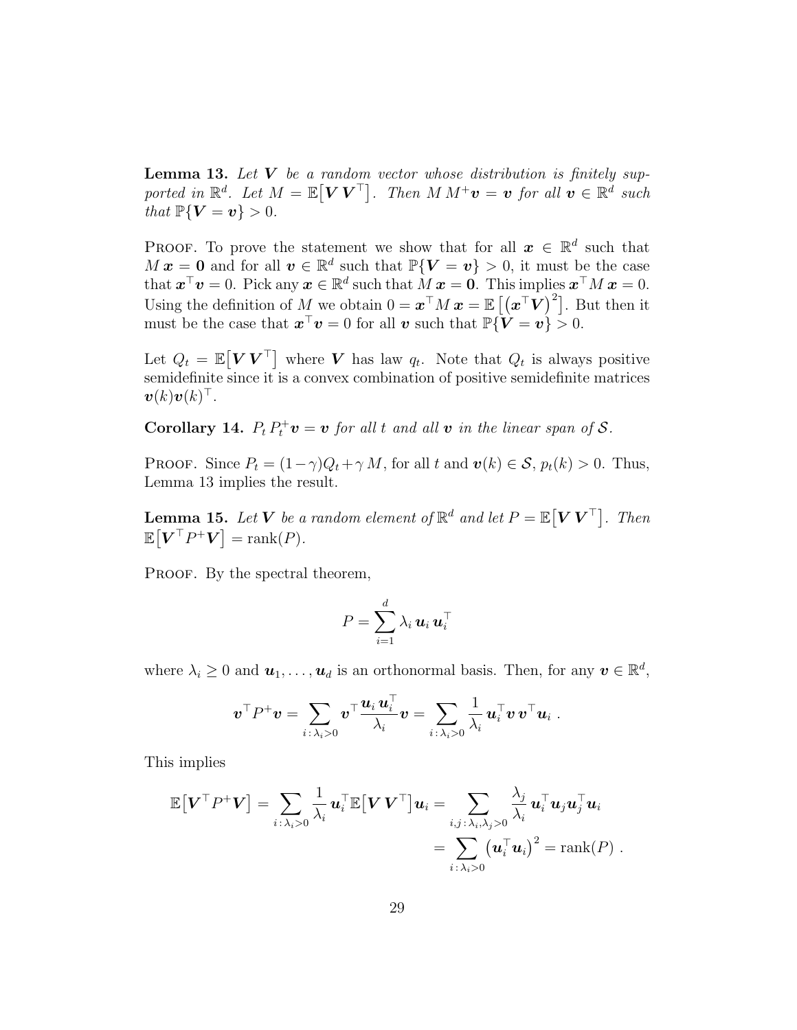**Lemma 13.** *Let $\boldsymbol{V}$ be a random vector whose distribution is finitely supported in $\mathbb{R}^d$. Let $M = \mathbb{E}\big[\boldsymbol{V}\,\boldsymbol{V}^\top\big]$. Then $M\,M^+\boldsymbol{v} = \boldsymbol{v}$ for all $\boldsymbol{v} \in \mathbb{R}^d$ such that $\mathbb{P}\{\boldsymbol{V} = \boldsymbol{v}\} > 0$.*

Proof. To prove the statement we show that for all $\boldsymbol{x} \in \mathbb{R}^d$ such that $M\,\boldsymbol{x} = \boldsymbol{0}$ and for all $\boldsymbol{v} \in \mathbb{R}^d$ such that $\mathbb{P}\{\boldsymbol{V} = \boldsymbol{v}\} > 0$, it must be the case that $\boldsymbol{x}^\top \boldsymbol{v} = 0$. Pick any $\boldsymbol{x} \in \mathbb{R}^d$ such that $M\,\boldsymbol{x} = \boldsymbol{0}$. This implies $\boldsymbol{x}^\top M\,\boldsymbol{x} = 0$. Using the definition of $M$ we obtain $0 = \boldsymbol{x}^\top M\,\boldsymbol{x} = \mathbb{E}\left[\left(\boldsymbol{x}^\top \boldsymbol{V}\right)^2\right]$. But then it must be the case that $\boldsymbol{x}^\top \boldsymbol{v} = 0$ for all $\boldsymbol{v}$ such that $\mathbb{P}\{\boldsymbol{V} = \boldsymbol{v}\} > 0$.

Let $Q_t = \mathbb{E}\big[\boldsymbol{V}\,\boldsymbol{V}^\top\big]$ where $\boldsymbol{V}$ has law $q_t$. Note that $Q_t$ is always positive semidefinite since it is a convex combination of positive semidefinite matrices $\boldsymbol{v}(k)\boldsymbol{v}(k)^\top$.

**Corollary 14.** *$P_t\,P_t^+\boldsymbol{v} = \boldsymbol{v}$ for all $t$ and all $\boldsymbol{v}$ in the linear span of $\mathcal{S}$.*

Proof. Since $P_t = (1-\gamma)Q_t + \gamma\,M$, for all $t$ and $\boldsymbol{v}(k) \in \mathcal{S}$, $p_t(k) > 0$. Thus, Lemma 13 implies the result.

**Lemma 15.** *Let $\boldsymbol{V}$ be a random element of $\mathbb{R}^d$ and let $P = \mathbb{E}\big[\boldsymbol{V}\,\boldsymbol{V}^\top\big]$. Then $\mathbb{E}\big[\boldsymbol{V}^\top P^+ \boldsymbol{V}\big] = \operatorname{rank}(P)$.*

Proof. By the spectral theorem,

$$P = \sum_{i=1}^{d} \lambda_i\,\boldsymbol{u}_i\,\boldsymbol{u}_i^\top$$

where $\lambda_i \geq 0$ and $\boldsymbol{u}_1, \ldots, \boldsymbol{u}_d$ is an orthonormal basis. Then, for any $\boldsymbol{v} \in \mathbb{R}^d$,

$$\boldsymbol{v}^\top P^+ \boldsymbol{v} = \sum_{i\,:\,\lambda_i > 0} \boldsymbol{v}^\top \frac{\boldsymbol{u}_i\,\boldsymbol{u}_i^\top}{\lambda_i} \boldsymbol{v} = \sum_{i\,:\,\lambda_i > 0} \frac{1}{\lambda_i}\,\boldsymbol{u}_i^\top \boldsymbol{v}\,\boldsymbol{v}^\top \boldsymbol{u}_i\ .$$

This implies

$$\begin{aligned}
\mathbb{E}\big[\boldsymbol{V}^\top P^+ \boldsymbol{V}\big] = \sum_{i\,:\,\lambda_i > 0} \frac{1}{\lambda_i}\,\boldsymbol{u}_i^\top \mathbb{E}\big[\boldsymbol{V}\,\boldsymbol{V}^\top\big]\boldsymbol{u}_i &= \sum_{i,j\,:\,\lambda_i,\lambda_j > 0} \frac{\lambda_j}{\lambda_i}\,\boldsymbol{u}_i^\top \boldsymbol{u}_j \boldsymbol{u}_j^\top \boldsymbol{u}_i \\
&= \sum_{i\,:\,\lambda_i > 0} \left(\boldsymbol{u}_i^\top \boldsymbol{u}_i\right)^2 = \operatorname{rank}(P)\ .
\end{aligned}$$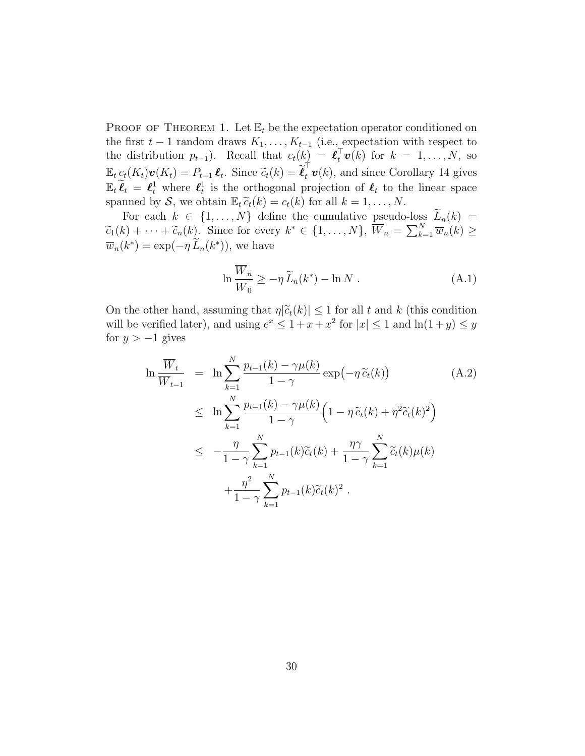PROOF OF THEOREM 1. Let $\mathbb{E}_t$ be the expectation operator conditioned on the first $t-1$ random draws $K_1, \ldots, K_{t-1}$ (i.e., expectation with respect to the distribution $p_{t-1}$). Recall that $c_t(k) = \boldsymbol{\ell}_t^\top \boldsymbol{v}(k)$ for $k = 1, \ldots, N$, so $\mathbb{E}_t\, c_t(K_t)\boldsymbol{v}(K_t) = P_{t-1}\,\boldsymbol{\ell}_t$. Since $\widetilde{c}_t(k) = \widetilde{\boldsymbol{\ell}}_t^\top \boldsymbol{v}(k)$, and since Corollary 14 gives $\mathbb{E}_t\,\widetilde{\boldsymbol{\ell}}_t = \boldsymbol{\ell}_t^1$ where $\boldsymbol{\ell}_t^1$ is the orthogonal projection of $\boldsymbol{\ell}_t$ to the linear space spanned by $\boldsymbol{\mathcal{S}}$, we obtain $\mathbb{E}_t\,\widetilde{c}_t(k) = c_t(k)$ for all $k = 1, \ldots, N$.

For each $k \in \{1, \ldots, N\}$ define the cumulative pseudo-loss $\widetilde{L}_n(k) = \widetilde{c}_1(k) + \cdots + \widetilde{c}_n(k)$. Since for every $k^* \in \{1, \ldots, N\}$, $\overline{W}_n = \sum_{k=1}^N \overline{w}_n(k) \geq \overline{w}_n(k^*) = \exp(-\eta\,\widetilde{L}_n(k^*))$, we have

$$
\ln \frac{\overline{W}_n}{\overline{W}_0} \geq -\eta\,\widetilde{L}_n(k^*) - \ln N\ . \tag{A.1}
$$

On the other hand, assuming that $\eta|\widetilde{c}_t(k)| \leq 1$ for all $t$ and $k$ (this condition will be verified later), and using $e^x \leq 1 + x + x^2$ for $|x| \leq 1$ and $\ln(1+y) \leq y$ for $y > -1$ gives

$$
\begin{aligned}
\ln \frac{\overline{W}_t}{\overline{W}_{t-1}} &= \ln \sum_{k=1}^N \frac{p_{t-1}(k) - \gamma\mu(k)}{1-\gamma} \exp\bigl(-\eta\,\widetilde{c}_t(k)\bigr) \qquad\qquad \text{(A.2)} \\
&\leq \ln \sum_{k=1}^N \frac{p_{t-1}(k) - \gamma\mu(k)}{1-\gamma} \Bigl(1 - \eta\,\widetilde{c}_t(k) + \eta^2 \widetilde{c}_t(k)^2\Bigr) \\
&\leq -\frac{\eta}{1-\gamma} \sum_{k=1}^N p_{t-1}(k)\widetilde{c}_t(k) + \frac{\eta\gamma}{1-\gamma} \sum_{k=1}^N \widetilde{c}_t(k)\mu(k) \\
&\quad + \frac{\eta^2}{1-\gamma} \sum_{k=1}^N p_{t-1}(k)\widetilde{c}_t(k)^2\ .
\end{aligned}
$$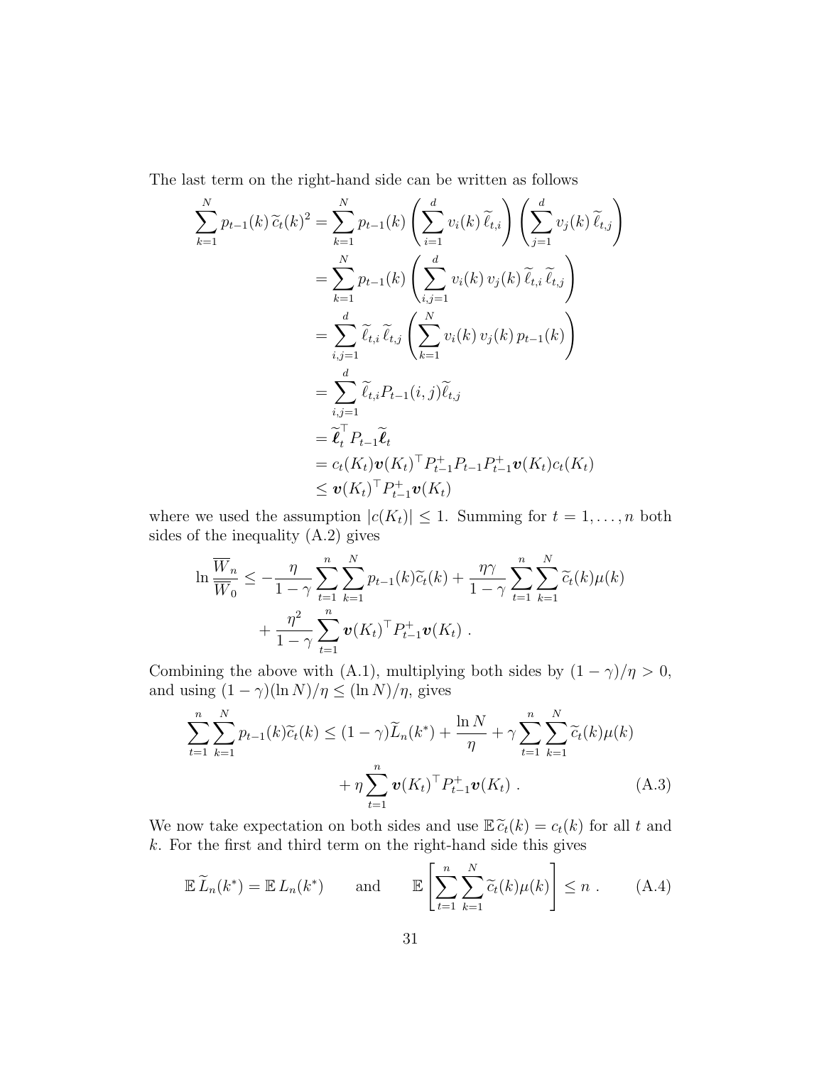The last term on the right-hand side can be written as follows

$$
\begin{aligned}
\sum_{k=1}^{N} p_{t-1}(k)\, \widetilde{c}_t(k)^2 &= \sum_{k=1}^{N} p_{t-1}(k) \left( \sum_{i=1}^{d} v_i(k)\, \widetilde{\ell}_{t,i} \right) \left( \sum_{j=1}^{d} v_j(k)\, \widetilde{\ell}_{t,j} \right) \\
&= \sum_{k=1}^{N} p_{t-1}(k) \left( \sum_{i,j=1}^{d} v_i(k)\, v_j(k)\, \widetilde{\ell}_{t,i}\, \widetilde{\ell}_{t,j} \right) \\
&= \sum_{i,j=1}^{d} \widetilde{\ell}_{t,i}\, \widetilde{\ell}_{t,j} \left( \sum_{k=1}^{N} v_i(k)\, v_j(k)\, p_{t-1}(k) \right) \\
&= \sum_{i,j=1}^{d} \widetilde{\ell}_{t,i} P_{t-1}(i,j) \widetilde{\ell}_{t,j} \\
&= \widetilde{\boldsymbol{\ell}}_t^\top P_{t-1} \widetilde{\boldsymbol{\ell}}_t \\
&= c_t(K_t) \boldsymbol{v}(K_t)^\top P_{t-1}^+ P_{t-1} P_{t-1}^+ \boldsymbol{v}(K_t) c_t(K_t) \\
&\le \boldsymbol{v}(K_t)^\top P_{t-1}^+ \boldsymbol{v}(K_t)
\end{aligned}
$$

where we used the assumption $|c(K_t)| \le 1$. Summing for $t = 1, \ldots, n$ both sides of the inequality (A.2) gives

$$
\ln \frac{\overline{W}_n}{\overline{W}_0} \le -\frac{\eta}{1-\gamma} \sum_{t=1}^{n} \sum_{k=1}^{N} p_{t-1}(k) \widetilde{c}_t(k) + \frac{\eta \gamma}{1-\gamma} \sum_{t=1}^{n} \sum_{k=1}^{N} \widetilde{c}_t(k) \mu(k) + \frac{\eta^2}{1-\gamma} \sum_{t=1}^{n} \boldsymbol{v}(K_t)^\top P_{t-1}^+ \boldsymbol{v}(K_t) \ .
$$

Combining the above with (A.1), multiplying both sides by $(1-\gamma)/\eta > 0$, and using $(1-\gamma)(\ln N)/\eta \le (\ln N)/\eta$, gives

$$
\sum_{t=1}^{n} \sum_{k=1}^{N} p_{t-1}(k) \widetilde{c}_t(k) \le (1-\gamma) \widetilde{L}_n(k^*) + \frac{\ln N}{\eta} + \gamma \sum_{t=1}^{n} \sum_{k=1}^{N} \widetilde{c}_t(k) \mu(k) + \eta \sum_{t=1}^{n} \boldsymbol{v}(K_t)^\top P_{t-1}^+ \boldsymbol{v}(K_t) \ . \tag{A.3}
$$

We now take expectation on both sides and use $\mathbb{E}\, \widetilde{c}_t(k) = c_t(k)$ for all $t$ and $k$. For the first and third term on the right-hand side this gives

$$
\mathbb{E}\, \widetilde{L}_n(k^*) = \mathbb{E}\, L_n(k^*) \qquad \text{and} \qquad \mathbb{E}\left[ \sum_{t=1}^{n} \sum_{k=1}^{N} \widetilde{c}_t(k) \mu(k) \right] \le n \ . \tag{A.4}
$$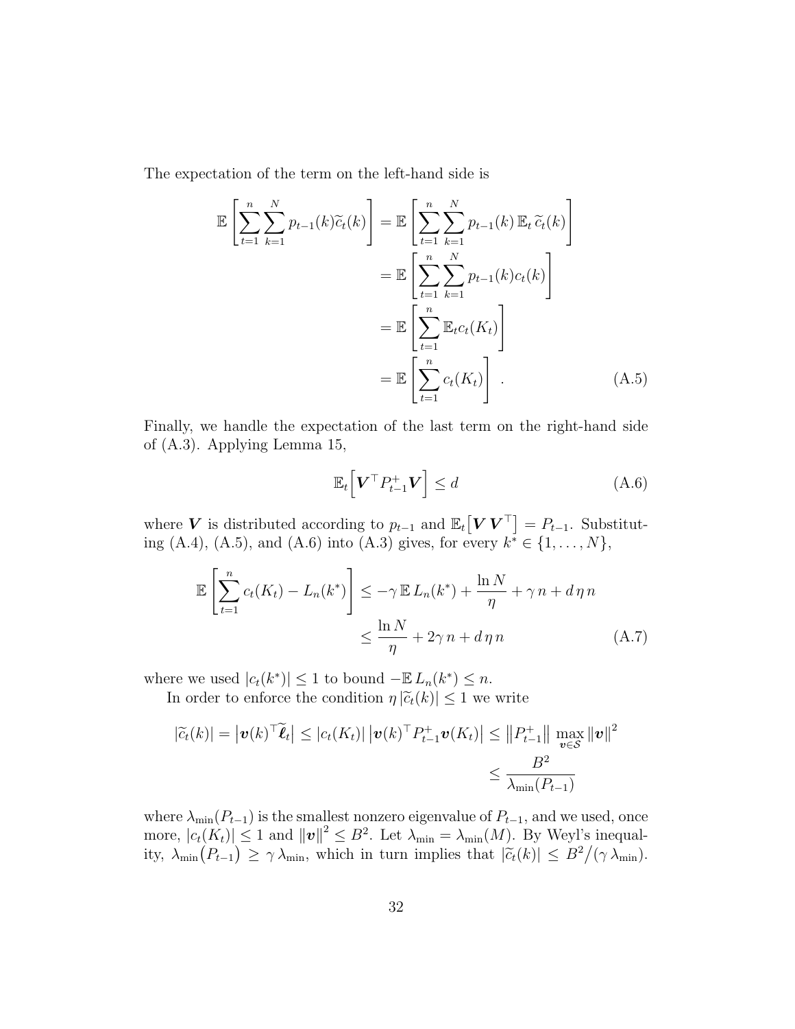The expectation of the term on the left-hand side is

$$
\begin{aligned}
\mathbb{E}\left[\sum_{t=1}^{n}\sum_{k=1}^{N} p_{t-1}(k)\widetilde{c}_t(k)\right] &= \mathbb{E}\left[\sum_{t=1}^{n}\sum_{k=1}^{N} p_{t-1}(k)\,\mathbb{E}_t\,\widetilde{c}_t(k)\right] \\
&= \mathbb{E}\left[\sum_{t=1}^{n}\sum_{k=1}^{N} p_{t-1}(k)c_t(k)\right] \\
&= \mathbb{E}\left[\sum_{t=1}^{n} \mathbb{E}_t c_t(K_t)\right] \\
&= \mathbb{E}\left[\sum_{t=1}^{n} c_t(K_t)\right] \;. \qquad \text{(A.5)}
\end{aligned}
$$

Finally, we handle the expectation of the last term on the right-hand side of (A.3). Applying Lemma 15,

$$
\mathbb{E}_t\Big[\boldsymbol{V}^\top P_{t-1}^{+}\boldsymbol{V}\Big] \le d \qquad \text{(A.6)}
$$

where $\boldsymbol{V}$ is distributed according to $p_{t-1}$ and $\mathbb{E}_t\big[\boldsymbol{V}\,\boldsymbol{V}^\top\big] = P_{t-1}$. Substituting (A.4), (A.5), and (A.6) into (A.3) gives, for every $k^* \in \{1,\dots,N\}$,

$$
\begin{aligned}
\mathbb{E}\left[\sum_{t=1}^{n} c_t(K_t) - L_n(k^*)\right] &\le -\gamma\,\mathbb{E}\,L_n(k^*) + \frac{\ln N}{\eta} + \gamma\, n + d\,\eta\, n \\
&\le \frac{\ln N}{\eta} + 2\gamma\, n + d\,\eta\, n \qquad \text{(A.7)}
\end{aligned}
$$

where we used $|c_t(k^*)| \le 1$ to bound $-\mathbb{E}\,L_n(k^*) \le n$.

In order to enforce the condition $\eta\,|\widetilde{c}_t(k)| \le 1$ we write

$$
\begin{aligned}
|\widetilde{c}_t(k)| = \big|\boldsymbol{v}(k)^\top \widetilde{\boldsymbol{\ell}}_t\big| \le |c_t(K_t)|\,\big|\boldsymbol{v}(k)^\top P_{t-1}^{+}\boldsymbol{v}(K_t)\big| &\le \big\|P_{t-1}^{+}\big\| \max_{\boldsymbol{v}\in\mathcal{S}} \|\boldsymbol{v}\|^2 \\
&\le \frac{B^2}{\lambda_{\min}(P_{t-1})}
\end{aligned}
$$

where $\lambda_{\min}(P_{t-1})$ is the smallest nonzero eigenvalue of $P_{t-1}$, and we used, once more, $|c_t(K_t)| \le 1$ and $\|\boldsymbol{v}\|^2 \le B^2$. Let $\lambda_{\min} = \lambda_{\min}(M)$. By Weyl's inequality, $\lambda_{\min}\big(P_{t-1}\big) \ge \gamma\,\lambda_{\min}$, which in turn implies that $|\widetilde{c}_t(k)| \le B^2/(\gamma\,\lambda_{\min})$.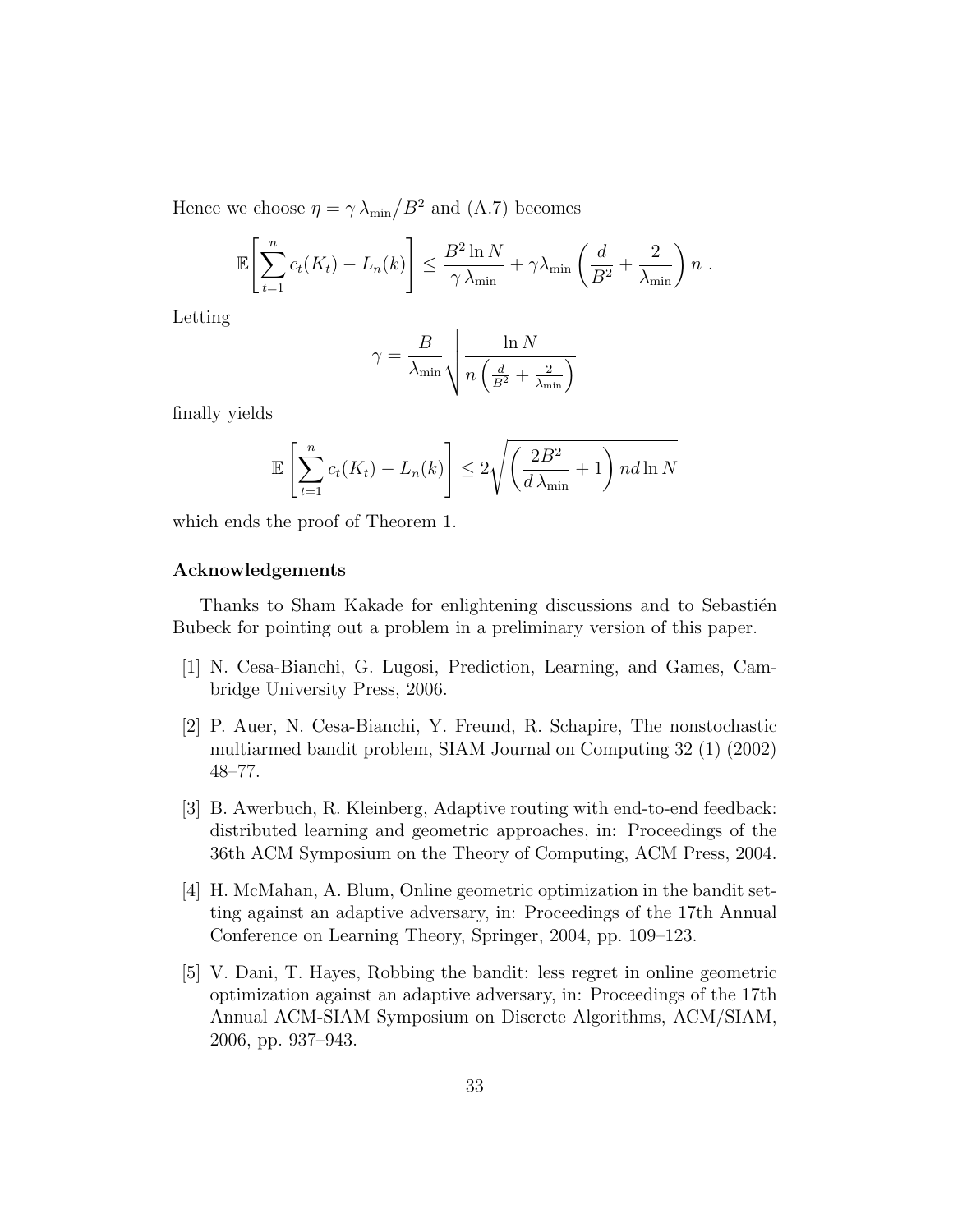Hence we choose $\eta = \gamma\,\lambda_{\min}\big/B^2$ and (A.7) becomes

$$\mathbb{E}\left[\sum_{t=1}^{n} c_t(K_t) - L_n(k)\right] \le \frac{B^2 \ln N}{\gamma\,\lambda_{\min}} + \gamma\lambda_{\min}\left(\frac{d}{B^2} + \frac{2}{\lambda_{\min}}\right) n\ .$$

Letting

$$\gamma = \frac{B}{\lambda_{\min}} \sqrt{\frac{\ln N}{n\left(\frac{d}{B^2} + \frac{2}{\lambda_{\min}}\right)}}$$

finally yields

$$\mathbb{E}\left[\sum_{t=1}^{n} c_t(K_t) - L_n(k)\right] \le 2\sqrt{\left(\frac{2B^2}{d\,\lambda_{\min}} + 1\right) nd \ln N}$$

which ends the proof of Theorem 1.

**Acknowledgements**

Thanks to Sham Kakade for enlightening discussions and to Sebastién Bubeck for pointing out a problem in a preliminary version of this paper.

[1] N. Cesa-Bianchi, G. Lugosi, Prediction, Learning, and Games, Cambridge University Press, 2006.

[2] P. Auer, N. Cesa-Bianchi, Y. Freund, R. Schapire, The nonstochastic multiarmed bandit problem, SIAM Journal on Computing 32 (1) (2002) 48–77.

[3] B. Awerbuch, R. Kleinberg, Adaptive routing with end-to-end feedback: distributed learning and geometric approaches, in: Proceedings of the 36th ACM Symposium on the Theory of Computing, ACM Press, 2004.

[4] H. McMahan, A. Blum, Online geometric optimization in the bandit setting against an adaptive adversary, in: Proceedings of the 17th Annual Conference on Learning Theory, Springer, 2004, pp. 109–123.

[5] V. Dani, T. Hayes, Robbing the bandit: less regret in online geometric optimization against an adaptive adversary, in: Proceedings of the 17th Annual ACM-SIAM Symposium on Discrete Algorithms, ACM/SIAM, 2006, pp. 937–943.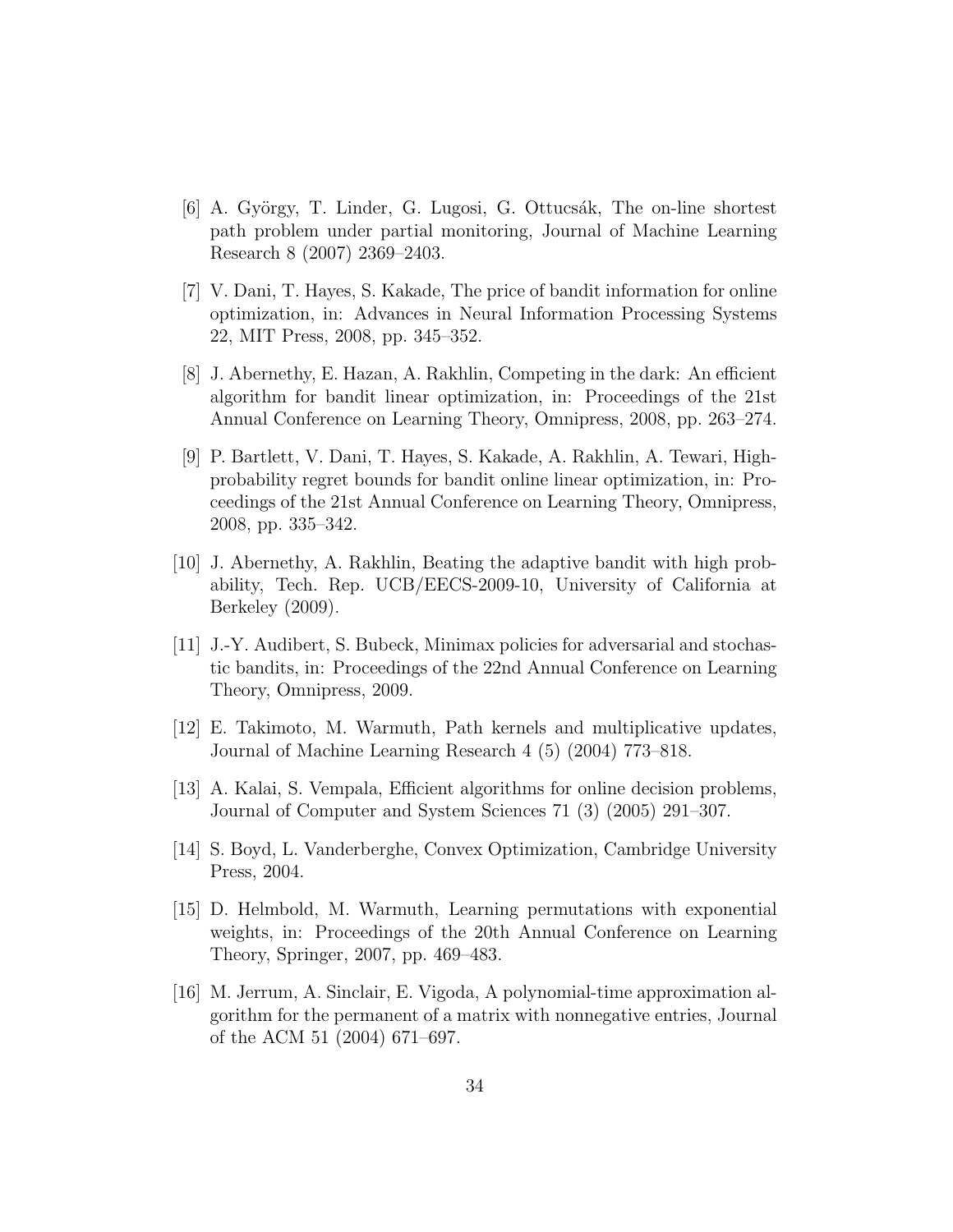[6] A. György, T. Linder, G. Lugosi, G. Ottucsák, The on-line shortest path problem under partial monitoring, Journal of Machine Learning Research 8 (2007) 2369–2403.

[7] V. Dani, T. Hayes, S. Kakade, The price of bandit information for online optimization, in: Advances in Neural Information Processing Systems 22, MIT Press, 2008, pp. 345–352.

[8] J. Abernethy, E. Hazan, A. Rakhlin, Competing in the dark: An efficient algorithm for bandit linear optimization, in: Proceedings of the 21st Annual Conference on Learning Theory, Omnipress, 2008, pp. 263–274.

[9] P. Bartlett, V. Dani, T. Hayes, S. Kakade, A. Rakhlin, A. Tewari, High-probability regret bounds for bandit online linear optimization, in: Proceedings of the 21st Annual Conference on Learning Theory, Omnipress, 2008, pp. 335–342.

[10] J. Abernethy, A. Rakhlin, Beating the adaptive bandit with high probability, Tech. Rep. UCB/EECS-2009-10, University of California at Berkeley (2009).

[11] J.-Y. Audibert, S. Bubeck, Minimax policies for adversarial and stochastic bandits, in: Proceedings of the 22nd Annual Conference on Learning Theory, Omnipress, 2009.

[12] E. Takimoto, M. Warmuth, Path kernels and multiplicative updates, Journal of Machine Learning Research 4 (5) (2004) 773–818.

[13] A. Kalai, S. Vempala, Efficient algorithms for online decision problems, Journal of Computer and System Sciences 71 (3) (2005) 291–307.

[14] S. Boyd, L. Vanderberghe, Convex Optimization, Cambridge University Press, 2004.

[15] D. Helmbold, M. Warmuth, Learning permutations with exponential weights, in: Proceedings of the 20th Annual Conference on Learning Theory, Springer, 2007, pp. 469–483.

[16] M. Jerrum, A. Sinclair, E. Vigoda, A polynomial-time approximation algorithm for the permanent of a matrix with nonnegative entries, Journal of the ACM 51 (2004) 671–697.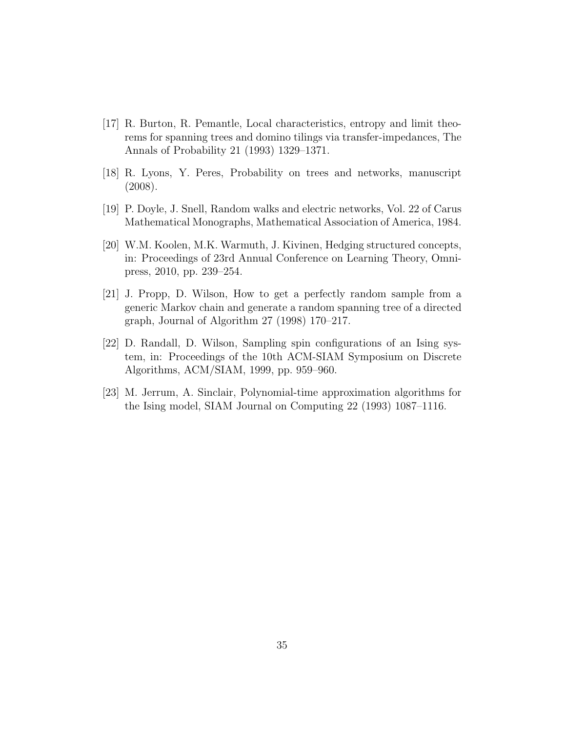[17] R. Burton, R. Pemantle, Local characteristics, entropy and limit theorems for spanning trees and domino tilings via transfer-impedances, The Annals of Probability 21 (1993) 1329–1371.

[18] R. Lyons, Y. Peres, Probability on trees and networks, manuscript (2008).

[19] P. Doyle, J. Snell, Random walks and electric networks, Vol. 22 of Carus Mathematical Monographs, Mathematical Association of America, 1984.

[20] W.M. Koolen, M.K. Warmuth, J. Kivinen, Hedging structured concepts, in: Proceedings of 23rd Annual Conference on Learning Theory, Omnipress, 2010, pp. 239–254.

[21] J. Propp, D. Wilson, How to get a perfectly random sample from a generic Markov chain and generate a random spanning tree of a directed graph, Journal of Algorithm 27 (1998) 170–217.

[22] D. Randall, D. Wilson, Sampling spin configurations of an Ising system, in: Proceedings of the 10th ACM-SIAM Symposium on Discrete Algorithms, ACM/SIAM, 1999, pp. 959–960.

[23] M. Jerrum, A. Sinclair, Polynomial-time approximation algorithms for the Ising model, SIAM Journal on Computing 22 (1993) 1087–1116.